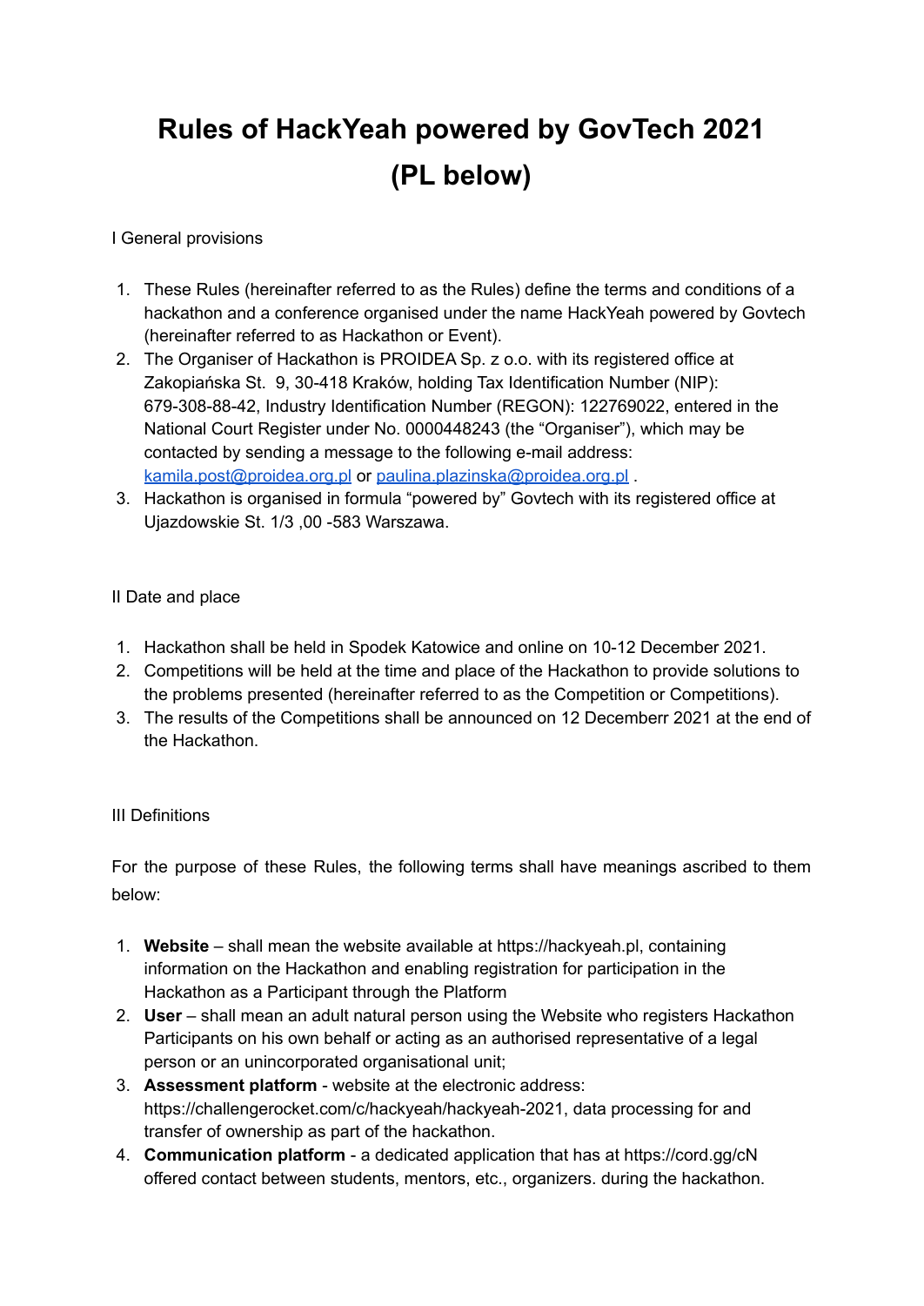# Rules of HackYeah powered by GovTech 2021 (PL below)

I General provisions

1. These Rules (hereinafter referred to as the Rules) define the terms and conditions of a hackathon and a conference organised under the name HackYeah powered by Govtech (hereinafter referred to as Hackathon or Event).
2. The Organiser of Hackathon is PROIDEA Sp. z o.o. with its registered office at Zakopiańska St. 9, 30-418 Kraków, holding Tax Identification Number (NIP): 679-308-88-42, Industry Identification Number (REGON): 122769022, entered in the National Court Register under No. 0000448243 (the "Organiser"), which may be contacted by sending a message to the following e-mail address: kamila.post@proidea.org.pl or paulina.plazinska@proidea.org.pl .
3. Hackathon is organised in formula "powered by" Govtech with its registered office at Ujazdowskie St. 1/3 ,00 -583 Warszawa.

II Date and place

1. Hackathon shall be held in Spodek Katowice and online on 10-12 December 2021.
2. Competitions will be held at the time and place of the Hackathon to provide solutions to the problems presented (hereinafter referred to as the Competition or Competitions).
3. The results of the Competitions shall be announced on 12 Decemberr 2021 at the end of the Hackathon.

III Definitions

For the purpose of these Rules, the following terms shall have meanings ascribed to them below:

1. **Website** – shall mean the website available at https://hackyeah.pl, containing information on the Hackathon and enabling registration for participation in the Hackathon as a Participant through the Platform
2. **User** – shall mean an adult natural person using the Website who registers Hackathon Participants on his own behalf or acting as an authorised representative of a legal person or an unincorporated organisational unit;
3. **Assessment platform** - website at the electronic address: https://challengerocket.com/c/hackyeah/hackyeah-2021, data processing for and transfer of ownership as part of the hackathon.
4. **Communication platform** - a dedicated application that has at https://cord.gg/cN offered contact between students, mentors, etc., organizers. during the hackathon.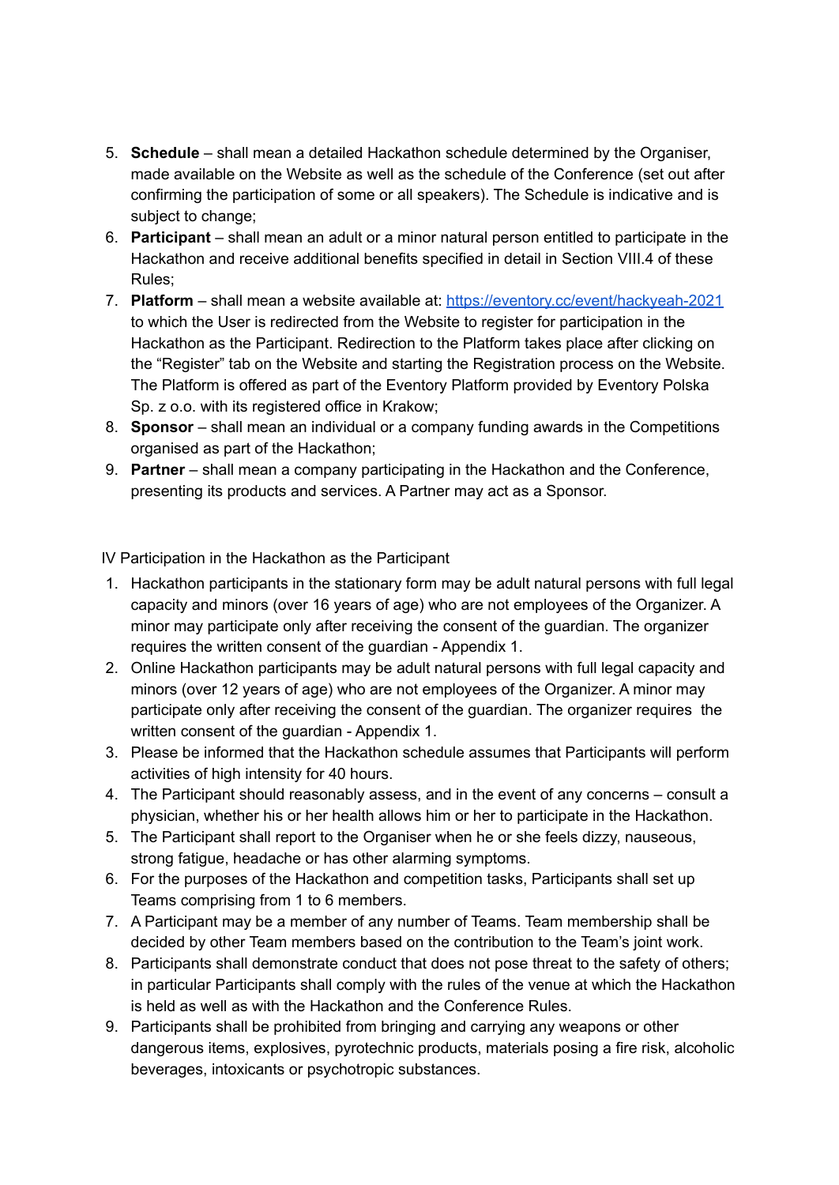5. **Schedule** – shall mean a detailed Hackathon schedule determined by the Organiser, made available on the Website as well as the schedule of the Conference (set out after confirming the participation of some or all speakers). The Schedule is indicative and is subject to change;
6. **Participant** – shall mean an adult or a minor natural person entitled to participate in the Hackathon and receive additional benefits specified in detail in Section VIII.4 of these Rules;
7. **Platform** – shall mean a website available at: [https://eventory.cc/event/hackyeah-2021](https://eventory.cc/event/hackyeah-2021) to which the User is redirected from the Website to register for participation in the Hackathon as the Participant. Redirection to the Platform takes place after clicking on the "Register" tab on the Website and starting the Registration process on the Website. The Platform is offered as part of the Eventory Platform provided by Eventory Polska Sp. z o.o. with its registered office in Krakow;
8. **Sponsor** – shall mean an individual or a company funding awards in the Competitions organised as part of the Hackathon;
9. **Partner** – shall mean a company participating in the Hackathon and the Conference, presenting its products and services. A Partner may act as a Sponsor.

IV Participation in the Hackathon as the Participant

1. Hackathon participants in the stationary form may be adult natural persons with full legal capacity and minors (over 16 years of age) who are not employees of the Organizer. A minor may participate only after receiving the consent of the guardian. The organizer requires the written consent of the guardian - Appendix 1.
2. Online Hackathon participants may be adult natural persons with full legal capacity and minors (over 12 years of age) who are not employees of the Organizer. A minor may participate only after receiving the consent of the guardian. The organizer requires the written consent of the guardian - Appendix 1.
3. Please be informed that the Hackathon schedule assumes that Participants will perform activities of high intensity for 40 hours.
4. The Participant should reasonably assess, and in the event of any concerns – consult a physician, whether his or her health allows him or her to participate in the Hackathon.
5. The Participant shall report to the Organiser when he or she feels dizzy, nauseous, strong fatigue, headache or has other alarming symptoms.
6. For the purposes of the Hackathon and competition tasks, Participants shall set up Teams comprising from 1 to 6 members.
7. A Participant may be a member of any number of Teams. Team membership shall be decided by other Team members based on the contribution to the Team's joint work.
8. Participants shall demonstrate conduct that does not pose threat to the safety of others; in particular Participants shall comply with the rules of the venue at which the Hackathon is held as well as with the Hackathon and the Conference Rules.
9. Participants shall be prohibited from bringing and carrying any weapons or other dangerous items, explosives, pyrotechnic products, materials posing a fire risk, alcoholic beverages, intoxicants or psychotropic substances.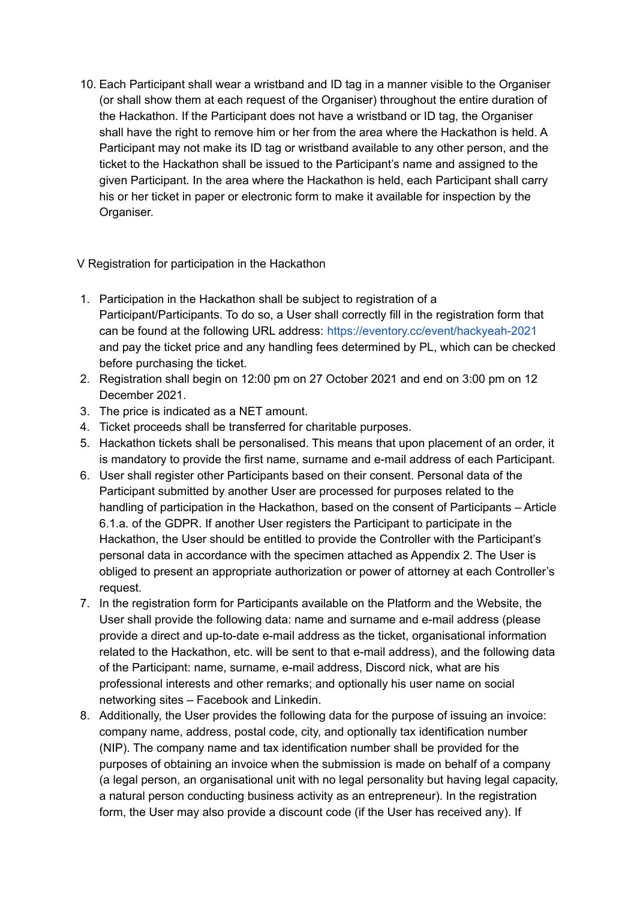10. Each Participant shall wear a wristband and ID tag in a manner visible to the Organiser (or shall show them at each request of the Organiser) throughout the entire duration of the Hackathon. If the Participant does not have a wristband or ID tag, the Organiser shall have the right to remove him or her from the area where the Hackathon is held. A Participant may not make its ID tag or wristband available to any other person, and the ticket to the Hackathon shall be issued to the Participant's name and assigned to the given Participant. In the area where the Hackathon is held, each Participant shall carry his or her ticket in paper or electronic form to make it available for inspection by the Organiser.

## V Registration for participation in the Hackathon

1. Participation in the Hackathon shall be subject to registration of a Participant/Participants. To do so, a User shall correctly fill in the registration form that can be found at the following URL address: https://eventory.cc/event/hackyeah-2021 and pay the ticket price and any handling fees determined by PL, which can be checked before purchasing the ticket.
2. Registration shall begin on 12:00 pm on 27 October 2021 and end on 3:00 pm on 12 December 2021.
3. The price is indicated as a NET amount.
4. Ticket proceeds shall be transferred for charitable purposes.
5. Hackathon tickets shall be personalised. This means that upon placement of an order, it is mandatory to provide the first name, surname and e-mail address of each Participant.
6. User shall register other Participants based on their consent. Personal data of the Participant submitted by another User are processed for purposes related to the handling of participation in the Hackathon, based on the consent of Participants – Article 6.1.a. of the GDPR. If another User registers the Participant to participate in the Hackathon, the User should be entitled to provide the Controller with the Participant's personal data in accordance with the specimen attached as Appendix 2. The User is obliged to present an appropriate authorization or power of attorney at each Controller's request.
7. In the registration form for Participants available on the Platform and the Website, the User shall provide the following data: name and surname and e-mail address (please provide a direct and up-to-date e-mail address as the ticket, organisational information related to the Hackathon, etc. will be sent to that e-mail address), and the following data of the Participant: name, surname, e-mail address, Discord nick, what are his professional interests and other remarks; and optionally his user name on social networking sites – Facebook and Linkedin.
8. Additionally, the User provides the following data for the purpose of issuing an invoice: company name, address, postal code, city, and optionally tax identification number (NIP). The company name and tax identification number shall be provided for the purposes of obtaining an invoice when the submission is made on behalf of a company (a legal person, an organisational unit with no legal personality but having legal capacity, a natural person conducting business activity as an entrepreneur). In the registration form, the User may also provide a discount code (if the User has received any). If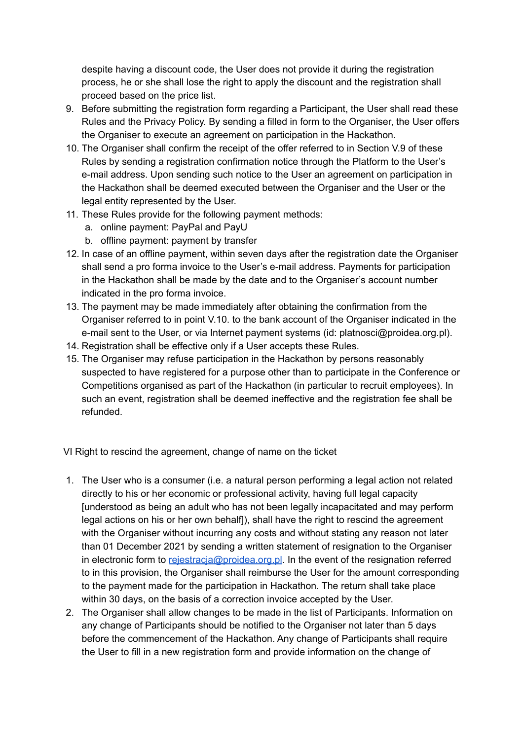despite having a discount code, the User does not provide it during the registration process, he or she shall lose the right to apply the discount and the registration shall proceed based on the price list.

9. Before submitting the registration form regarding a Participant, the User shall read these Rules and the Privacy Policy. By sending a filled in form to the Organiser, the User offers the Organiser to execute an agreement on participation in the Hackathon.
10. The Organiser shall confirm the receipt of the offer referred to in Section V.9 of these Rules by sending a registration confirmation notice through the Platform to the User's e-mail address. Upon sending such notice to the User an agreement on participation in the Hackathon shall be deemed executed between the Organiser and the User or the legal entity represented by the User.
11. These Rules provide for the following payment methods:
    a. online payment: PayPal and PayU
    b. offline payment: payment by transfer
12. In case of an offline payment, within seven days after the registration date the Organiser shall send a pro forma invoice to the User's e-mail address. Payments for participation in the Hackathon shall be made by the date and to the Organiser's account number indicated in the pro forma invoice.
13. The payment may be made immediately after obtaining the confirmation from the Organiser referred to in point V.10. to the bank account of the Organiser indicated in the e-mail sent to the User, or via Internet payment systems (id: platnosci@proidea.org.pl).
14. Registration shall be effective only if a User accepts these Rules.
15. The Organiser may refuse participation in the Hackathon by persons reasonably suspected to have registered for a purpose other than to participate in the Conference or Competitions organised as part of the Hackathon (in particular to recruit employees). In such an event, registration shall be deemed ineffective and the registration fee shall be refunded.

## VI Right to rescind the agreement, change of name on the ticket

1. The User who is a consumer (i.e. a natural person performing a legal action not related directly to his or her economic or professional activity, having full legal capacity [understood as being an adult who has not been legally incapacitated and may perform legal actions on his or her own behalf]), shall have the right to rescind the agreement with the Organiser without incurring any costs and without stating any reason not later than 01 December 2021 by sending a written statement of resignation to the Organiser in electronic form to rejestracja@proidea.org.pl. In the event of the resignation referred to in this provision, the Organiser shall reimburse the User for the amount corresponding to the payment made for the participation in Hackathon. The return shall take place within 30 days, on the basis of a correction invoice accepted by the User.
2. The Organiser shall allow changes to be made in the list of Participants. Information on any change of Participants should be notified to the Organiser not later than 5 days before the commencement of the Hackathon. Any change of Participants shall require the User to fill in a new registration form and provide information on the change of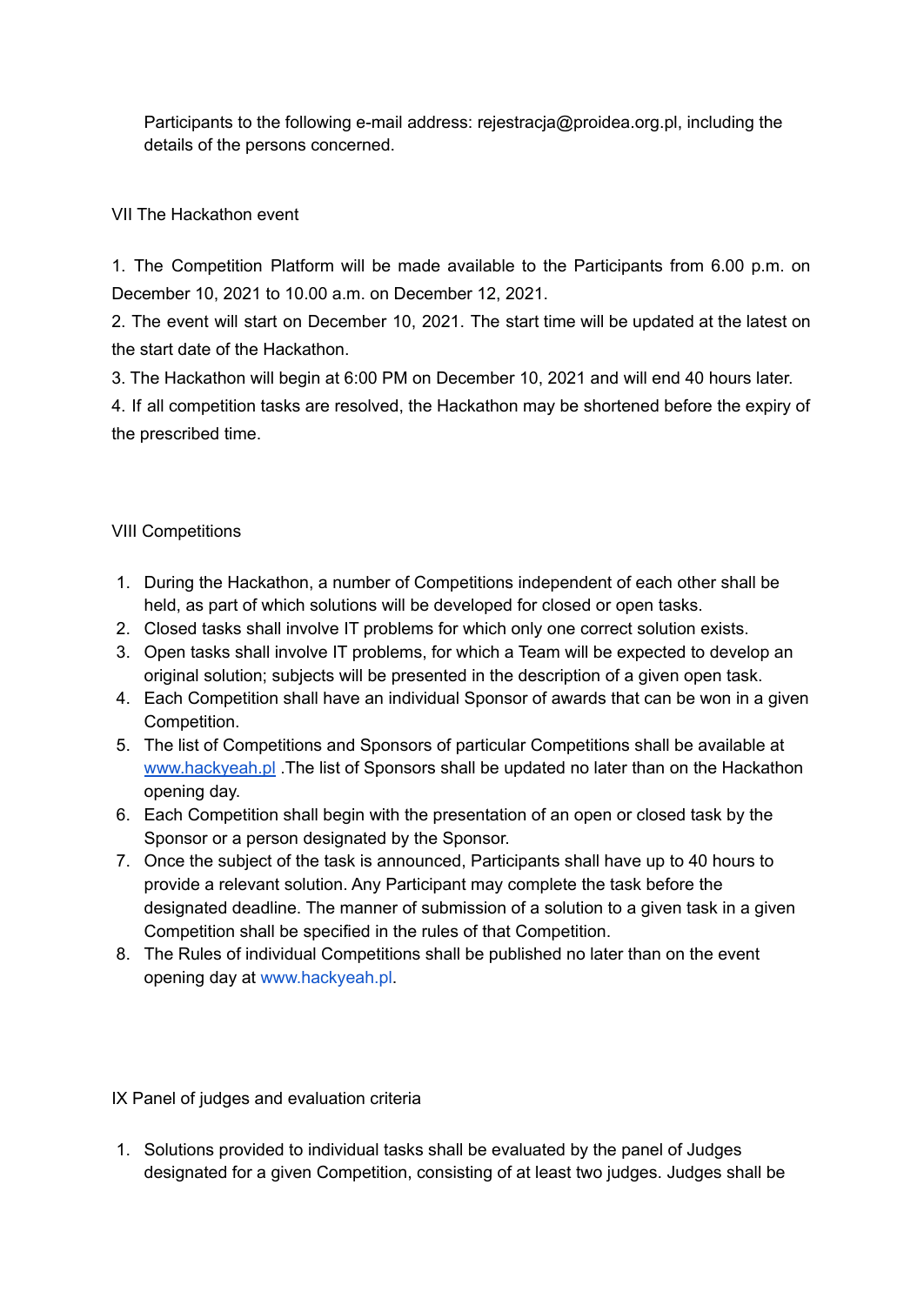Participants to the following e-mail address: rejestracja@proidea.org.pl, including the details of the persons concerned.

## VII The Hackathon event

1. The Competition Platform will be made available to the Participants from 6.00 p.m. on December 10, 2021 to 10.00 a.m. on December 12, 2021.
2. The event will start on December 10, 2021. The start time will be updated at the latest on the start date of the Hackathon.
3. The Hackathon will begin at 6:00 PM on December 10, 2021 and will end 40 hours later.
4. If all competition tasks are resolved, the Hackathon may be shortened before the expiry of the prescribed time.

## VIII Competitions

1. During the Hackathon, a number of Competitions independent of each other shall be held, as part of which solutions will be developed for closed or open tasks.
2. Closed tasks shall involve IT problems for which only one correct solution exists.
3. Open tasks shall involve IT problems, for which a Team will be expected to develop an original solution; subjects will be presented in the description of a given open task.
4. Each Competition shall have an individual Sponsor of awards that can be won in a given Competition.
5. The list of Competitions and Sponsors of particular Competitions shall be available at [www.hackyeah.pl](http://www.hackyeah.pl) .The list of Sponsors shall be updated no later than on the Hackathon opening day.
6. Each Competition shall begin with the presentation of an open or closed task by the Sponsor or a person designated by the Sponsor.
7. Once the subject of the task is announced, Participants shall have up to 40 hours to provide a relevant solution. Any Participant may complete the task before the designated deadline. The manner of submission of a solution to a given task in a given Competition shall be specified in the rules of that Competition.
8. The Rules of individual Competitions shall be published no later than on the event opening day at www.hackyeah.pl.

## IX Panel of judges and evaluation criteria

1. Solutions provided to individual tasks shall be evaluated by the panel of Judges designated for a given Competition, consisting of at least two judges. Judges shall be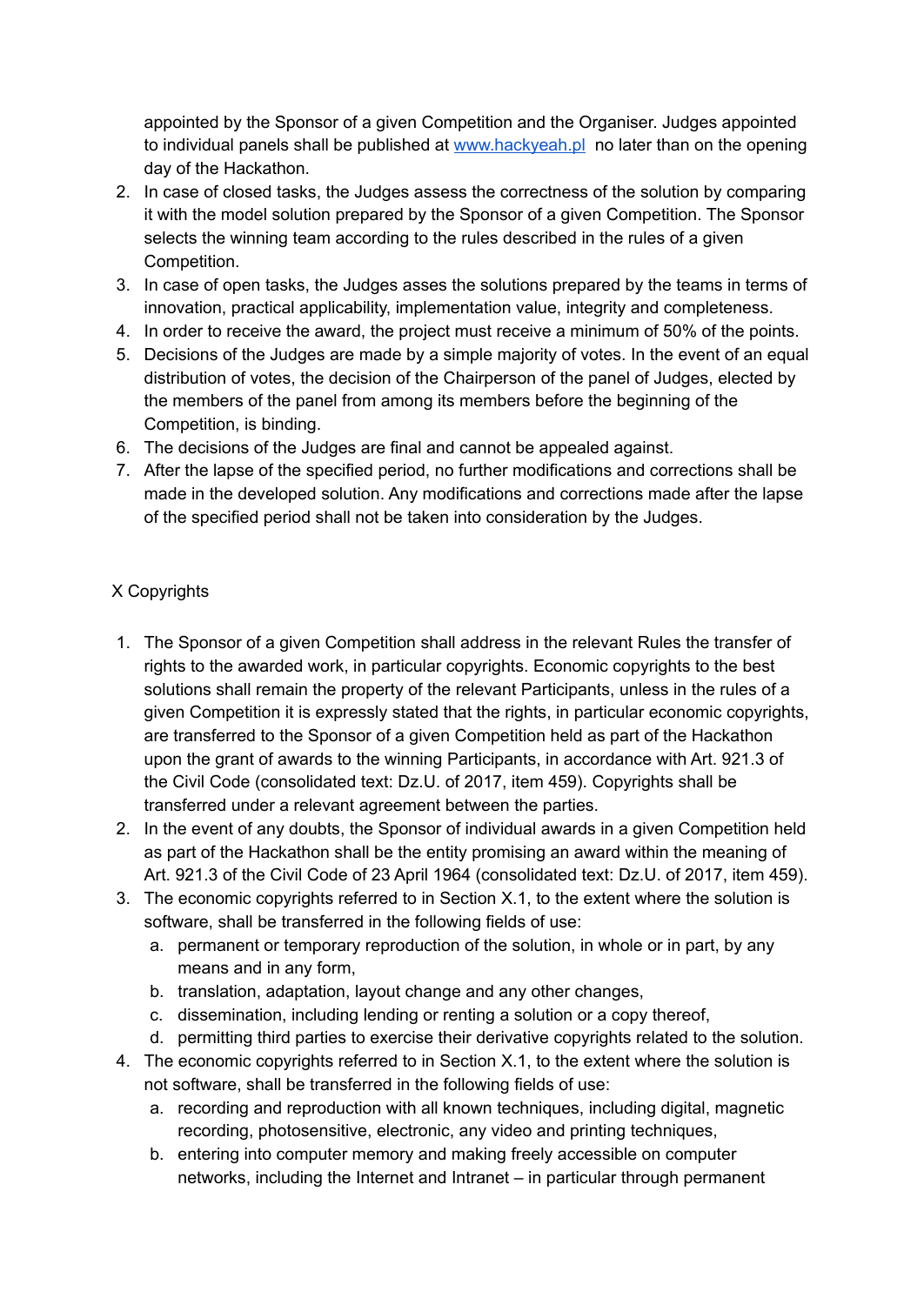appointed by the Sponsor of a given Competition and the Organiser. Judges appointed to individual panels shall be published at [www.hackyeah.pl](http://www.hackyeah.pl) no later than on the opening day of the Hackathon.

2. In case of closed tasks, the Judges assess the correctness of the solution by comparing it with the model solution prepared by the Sponsor of a given Competition. The Sponsor selects the winning team according to the rules described in the rules of a given Competition.
3. In case of open tasks, the Judges asses the solutions prepared by the teams in terms of innovation, practical applicability, implementation value, integrity and completeness.
4. In order to receive the award, the project must receive a minimum of 50% of the points.
5. Decisions of the Judges are made by a simple majority of votes. In the event of an equal distribution of votes, the decision of the Chairperson of the panel of Judges, elected by the members of the panel from among its members before the beginning of the Competition, is binding.
6. The decisions of the Judges are final and cannot be appealed against.
7. After the lapse of the specified period, no further modifications and corrections shall be made in the developed solution. Any modifications and corrections made after the lapse of the specified period shall not be taken into consideration by the Judges.

## X Copyrights

1. The Sponsor of a given Competition shall address in the relevant Rules the transfer of rights to the awarded work, in particular copyrights. Economic copyrights to the best solutions shall remain the property of the relevant Participants, unless in the rules of a given Competition it is expressly stated that the rights, in particular economic copyrights, are transferred to the Sponsor of a given Competition held as part of the Hackathon upon the grant of awards to the winning Participants, in accordance with Art. 921.3 of the Civil Code (consolidated text: Dz.U. of 2017, item 459). Copyrights shall be transferred under a relevant agreement between the parties.
2. In the event of any doubts, the Sponsor of individual awards in a given Competition held as part of the Hackathon shall be the entity promising an award within the meaning of Art. 921.3 of the Civil Code of 23 April 1964 (consolidated text: Dz.U. of 2017, item 459).
3. The economic copyrights referred to in Section X.1, to the extent where the solution is software, shall be transferred in the following fields of use:
    a. permanent or temporary reproduction of the solution, in whole or in part, by any means and in any form,
    b. translation, adaptation, layout change and any other changes,
    c. dissemination, including lending or renting a solution or a copy thereof,
    d. permitting third parties to exercise their derivative copyrights related to the solution.
4. The economic copyrights referred to in Section X.1, to the extent where the solution is not software, shall be transferred in the following fields of use:
    a. recording and reproduction with all known techniques, including digital, magnetic recording, photosensitive, electronic, any video and printing techniques,
    b. entering into computer memory and making freely accessible on computer networks, including the Internet and Intranet – in particular through permanent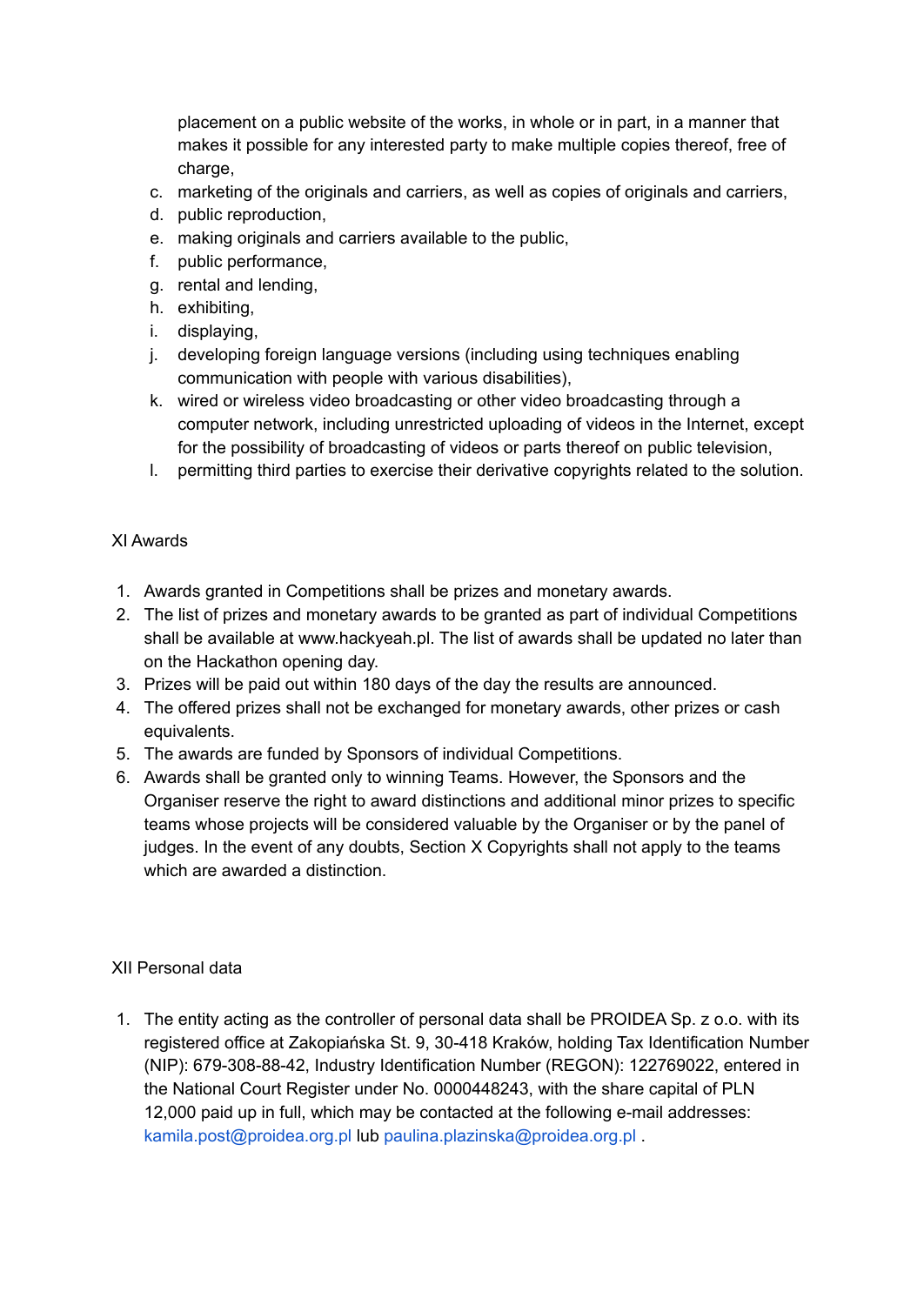placement on a public website of the works, in whole or in part, in a manner that makes it possible for any interested party to make multiple copies thereof, free of charge,

c. marketing of the originals and carriers, as well as copies of originals and carriers,
d. public reproduction,
e. making originals and carriers available to the public,
f. public performance,
g. rental and lending,
h. exhibiting,
i. displaying,
j. developing foreign language versions (including using techniques enabling communication with people with various disabilities),
k. wired or wireless video broadcasting or other video broadcasting through a computer network, including unrestricted uploading of videos in the Internet, except for the possibility of broadcasting of videos or parts thereof on public television,
l. permitting third parties to exercise their derivative copyrights related to the solution.

## XI Awards

1. Awards granted in Competitions shall be prizes and monetary awards.
2. The list of prizes and monetary awards to be granted as part of individual Competitions shall be available at www.hackyeah.pl. The list of awards shall be updated no later than on the Hackathon opening day.
3. Prizes will be paid out within 180 days of the day the results are announced.
4. The offered prizes shall not be exchanged for monetary awards, other prizes or cash equivalents.
5. The awards are funded by Sponsors of individual Competitions.
6. Awards shall be granted only to winning Teams. However, the Sponsors and the Organiser reserve the right to award distinctions and additional minor prizes to specific teams whose projects will be considered valuable by the Organiser or by the panel of judges. In the event of any doubts, Section X Copyrights shall not apply to the teams which are awarded a distinction.

## XII Personal data

1. The entity acting as the controller of personal data shall be PROIDEA Sp. z o.o. with its registered office at Zakopiańska St. 9, 30-418 Kraków, holding Tax Identification Number (NIP): 679-308-88-42, Industry Identification Number (REGON): 122769022, entered in the National Court Register under No. 0000448243, with the share capital of PLN 12,000 paid up in full, which may be contacted at the following e-mail addresses: kamila.post@proidea.org.pl lub paulina.plazinska@proidea.org.pl .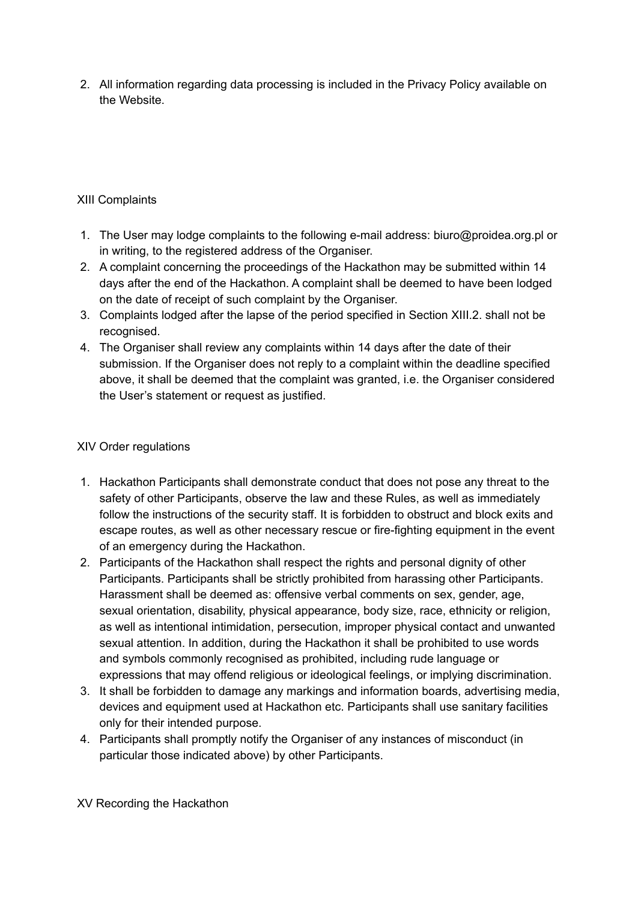2. All information regarding data processing is included in the Privacy Policy available on the Website.

## XIII Complaints

1. The User may lodge complaints to the following e-mail address: biuro@proidea.org.pl or in writing, to the registered address of the Organiser.
2. A complaint concerning the proceedings of the Hackathon may be submitted within 14 days after the end of the Hackathon. A complaint shall be deemed to have been lodged on the date of receipt of such complaint by the Organiser.
3. Complaints lodged after the lapse of the period specified in Section XIII.2. shall not be recognised.
4. The Organiser shall review any complaints within 14 days after the date of their submission. If the Organiser does not reply to a complaint within the deadline specified above, it shall be deemed that the complaint was granted, i.e. the Organiser considered the User's statement or request as justified.

## XIV Order regulations

1. Hackathon Participants shall demonstrate conduct that does not pose any threat to the safety of other Participants, observe the law and these Rules, as well as immediately follow the instructions of the security staff. It is forbidden to obstruct and block exits and escape routes, as well as other necessary rescue or fire-fighting equipment in the event of an emergency during the Hackathon.
2. Participants of the Hackathon shall respect the rights and personal dignity of other Participants. Participants shall be strictly prohibited from harassing other Participants. Harassment shall be deemed as: offensive verbal comments on sex, gender, age, sexual orientation, disability, physical appearance, body size, race, ethnicity or religion, as well as intentional intimidation, persecution, improper physical contact and unwanted sexual attention. In addition, during the Hackathon it shall be prohibited to use words and symbols commonly recognised as prohibited, including rude language or expressions that may offend religious or ideological feelings, or implying discrimination.
3. It shall be forbidden to damage any markings and information boards, advertising media, devices and equipment used at Hackathon etc. Participants shall use sanitary facilities only for their intended purpose.
4. Participants shall promptly notify the Organiser of any instances of misconduct (in particular those indicated above) by other Participants.

## XV Recording the Hackathon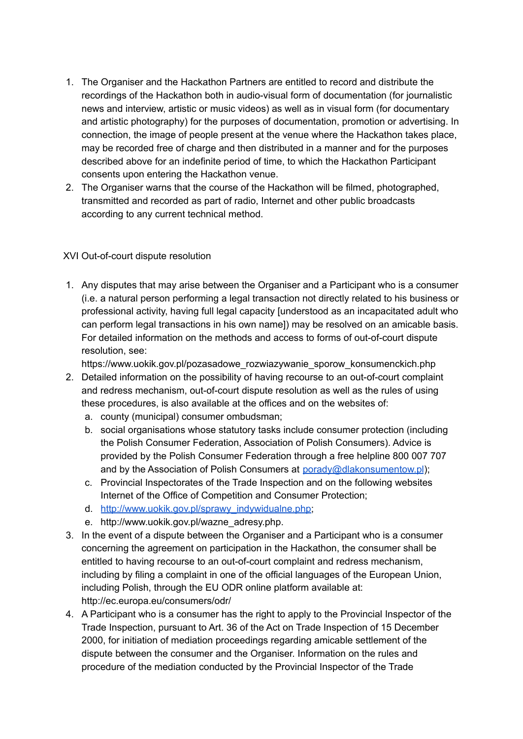1. The Organiser and the Hackathon Partners are entitled to record and distribute the recordings of the Hackathon both in audio-visual form of documentation (for journalistic news and interview, artistic or music videos) as well as in visual form (for documentary and artistic photography) for the purposes of documentation, promotion or advertising. In connection, the image of people present at the venue where the Hackathon takes place, may be recorded free of charge and then distributed in a manner and for the purposes described above for an indefinite period of time, to which the Hackathon Participant consents upon entering the Hackathon venue.
2. The Organiser warns that the course of the Hackathon will be filmed, photographed, transmitted and recorded as part of radio, Internet and other public broadcasts according to any current technical method.

XVI Out-of-court dispute resolution

1. Any disputes that may arise between the Organiser and a Participant who is a consumer (i.e. a natural person performing a legal transaction not directly related to his business or professional activity, having full legal capacity [understood as an incapacitated adult who can perform legal transactions in his own name]) may be resolved on an amicable basis. For detailed information on the methods and access to forms of out-of-court dispute resolution, see: https://www.uokik.gov.pl/pozasadowe_rozwiazywanie_sporow_konsumenckich.php
2. Detailed information on the possibility of having recourse to an out-of-court complaint and redress mechanism, out-of-court dispute resolution as well as the rules of using these procedures, is also available at the offices and on the websites of:
   a. county (municipal) consumer ombudsman;
   b. social organisations whose statutory tasks include consumer protection (including the Polish Consumer Federation, Association of Polish Consumers). Advice is provided by the Polish Consumer Federation through a free helpline 800 007 707 and by the Association of Polish Consumers at [porady@dlakonsumentow.pl](mailto:porady@dlakonsumentow.pl));
   c. Provincial Inspectorates of the Trade Inspection and on the following websites Internet of the Office of Competition and Consumer Protection;
   d. [http://www.uokik.gov.pl/sprawy_indywidualne.php](http://www.uokik.gov.pl/sprawy_indywidualne.php);
   e. http://www.uokik.gov.pl/wazne_adresy.php.
3. In the event of a dispute between the Organiser and a Participant who is a consumer concerning the agreement on participation in the Hackathon, the consumer shall be entitled to having recourse to an out-of-court complaint and redress mechanism, including by filing a complaint in one of the official languages of the European Union, including Polish, through the EU ODR online platform available at: http://ec.europa.eu/consumers/odr/
4. A Participant who is a consumer has the right to apply to the Provincial Inspector of the Trade Inspection, pursuant to Art. 36 of the Act on Trade Inspection of 15 December 2000, for initiation of mediation proceedings regarding amicable settlement of the dispute between the consumer and the Organiser. Information on the rules and procedure of the mediation conducted by the Provincial Inspector of the Trade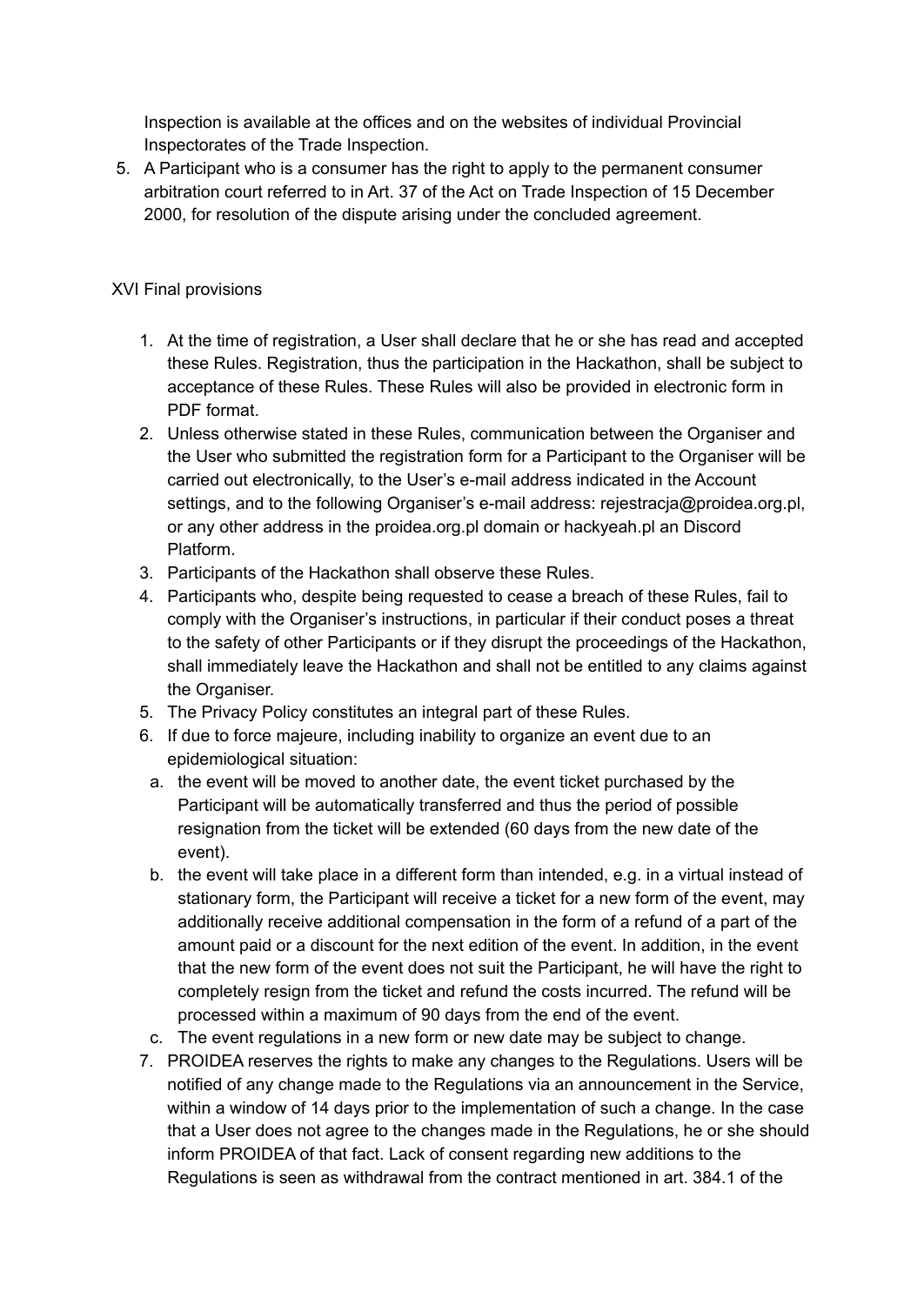Inspection is available at the offices and on the websites of individual Provincial Inspectorates of the Trade Inspection.

5. A Participant who is a consumer has the right to apply to the permanent consumer arbitration court referred to in Art. 37 of the Act on Trade Inspection of 15 December 2000, for resolution of the dispute arising under the concluded agreement.

XVI Final provisions

1. At the time of registration, a User shall declare that he or she has read and accepted these Rules. Registration, thus the participation in the Hackathon, shall be subject to acceptance of these Rules. These Rules will also be provided in electronic form in PDF format.
2. Unless otherwise stated in these Rules, communication between the Organiser and the User who submitted the registration form for a Participant to the Organiser will be carried out electronically, to the User's e-mail address indicated in the Account settings, and to the following Organiser's e-mail address: rejestracja@proidea.org.pl, or any other address in the proidea.org.pl domain or hackyeah.pl an Discord Platform.
3. Participants of the Hackathon shall observe these Rules.
4. Participants who, despite being requested to cease a breach of these Rules, fail to comply with the Organiser's instructions, in particular if their conduct poses a threat to the safety of other Participants or if they disrupt the proceedings of the Hackathon, shall immediately leave the Hackathon and shall not be entitled to any claims against the Organiser.
5. The Privacy Policy constitutes an integral part of these Rules.
6. If due to force majeure, including inability to organize an event due to an epidemiological situation:
   a. the event will be moved to another date, the event ticket purchased by the Participant will be automatically transferred and thus the period of possible resignation from the ticket will be extended (60 days from the new date of the event).
   b. the event will take place in a different form than intended, e.g. in a virtual instead of stationary form, the Participant will receive a ticket for a new form of the event, may additionally receive additional compensation in the form of a refund of a part of the amount paid or a discount for the next edition of the event. In addition, in the event that the new form of the event does not suit the Participant, he will have the right to completely resign from the ticket and refund the costs incurred. The refund will be processed within a maximum of 90 days from the end of the event.
   c. The event regulations in a new form or new date may be subject to change.
7. PROIDEA reserves the rights to make any changes to the Regulations. Users will be notified of any change made to the Regulations via an announcement in the Service, within a window of 14 days prior to the implementation of such a change. In the case that a User does not agree to the changes made in the Regulations, he or she should inform PROIDEA of that fact. Lack of consent regarding new additions to the Regulations is seen as withdrawal from the contract mentioned in art. 384.1 of the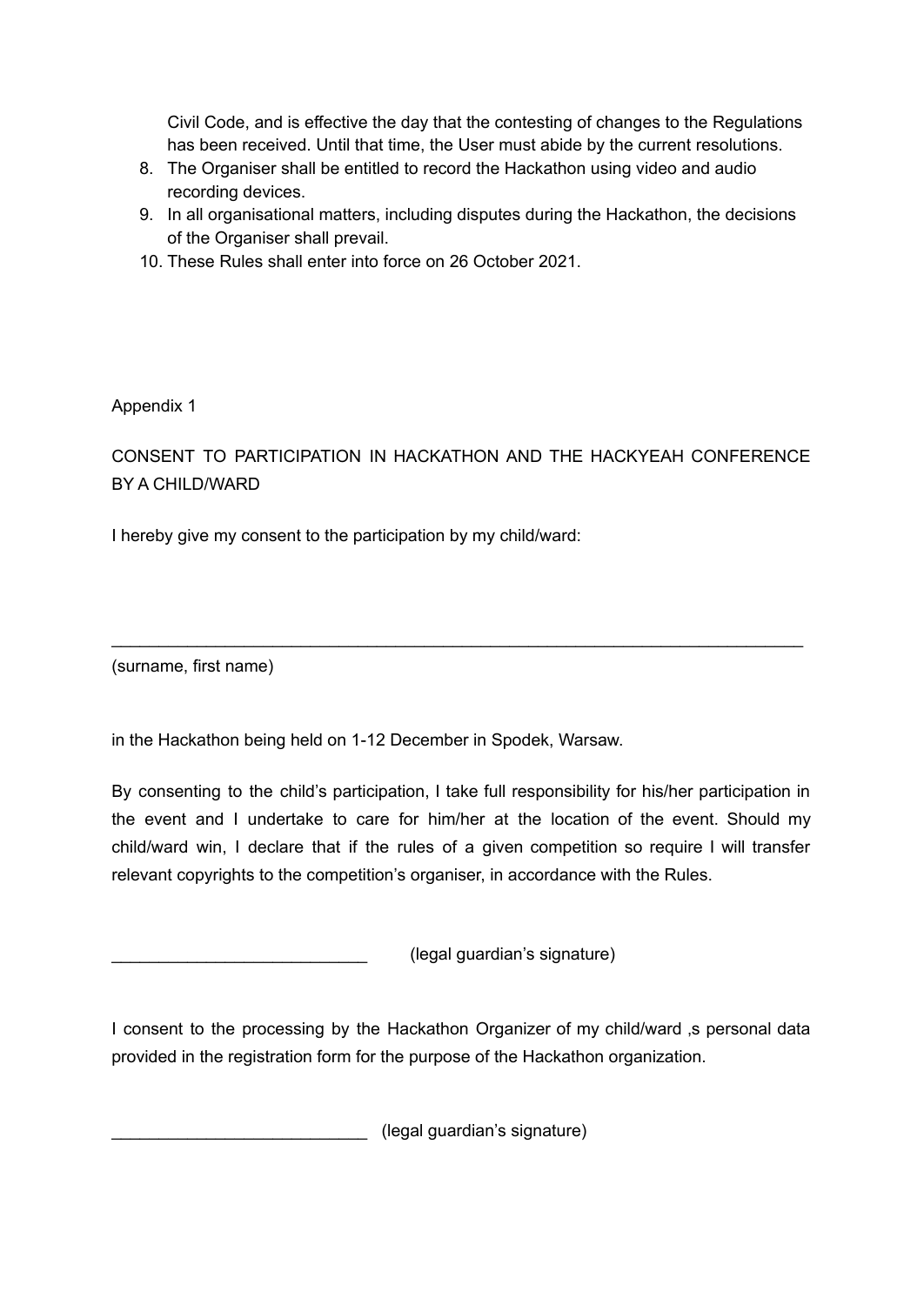Civil Code, and is effective the day that the contesting of changes to the Regulations has been received. Until that time, the User must abide by the current resolutions.

8. The Organiser shall be entitled to record the Hackathon using video and audio recording devices.
9. In all organisational matters, including disputes during the Hackathon, the decisions of the Organiser shall prevail.
10. These Rules shall enter into force on 26 October 2021.

Appendix 1

CONSENT TO PARTICIPATION IN HACKATHON AND THE HACKYEAH CONFERENCE BY A CHILD/WARD

I hereby give my consent to the participation by my child/ward:

_____________________________________________________________________________

(surname, first name)

in the Hackathon being held on 1-12 December in Spodek, Warsaw.

By consenting to the child's participation, I take full responsibility for his/her participation in the event and I undertake to care for him/her at the location of the event. Should my child/ward win, I declare that if the rules of a given competition so require I will transfer relevant copyrights to the competition's organiser, in accordance with the Rules.

___________________________ (legal guardian's signature)

I consent to the processing by the Hackathon Organizer of my child/ward ,s personal data provided in the registration form for the purpose of the Hackathon organization.

___________________________ (legal guardian's signature)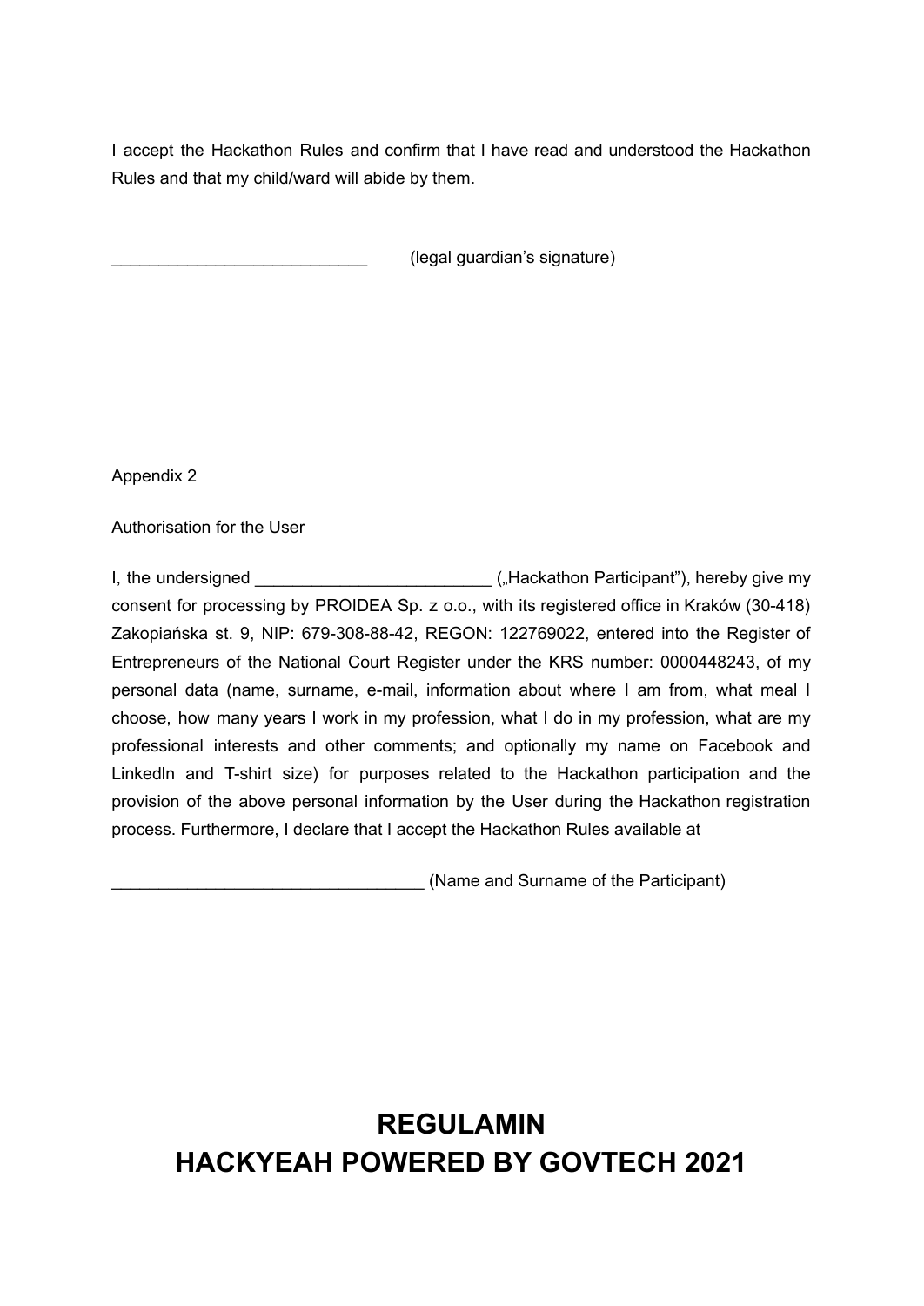I accept the Hackathon Rules and confirm that I have read and understood the Hackathon Rules and that my child/ward will abide by them.

___________________________ (legal guardian's signature)

Appendix 2

Authorisation for the User

I, the undersigned _________________________ („Hackathon Participant"), hereby give my consent for processing by PROIDEA Sp. z o.o., with its registered office in Kraków (30-418) Zakopiańska st. 9, NIP: 679-308-88-42, REGON: 122769022, entered into the Register of Entrepreneurs of the National Court Register under the KRS number: 0000448243, of my personal data (name, surname, e-mail, information about where I am from, what meal I choose, how many years I work in my profession, what I do in my profession, what are my professional interests and other comments; and optionally my name on Facebook and Linkedln and T-shirt size) for purposes related to the Hackathon participation and the provision of the above personal information by the User during the Hackathon registration process. Furthermore, I declare that I accept the Hackathon Rules available at

_________________________________ (Name and Surname of the Participant)

# REGULAMIN
# HACKYEAH POWERED BY GOVTECH 2021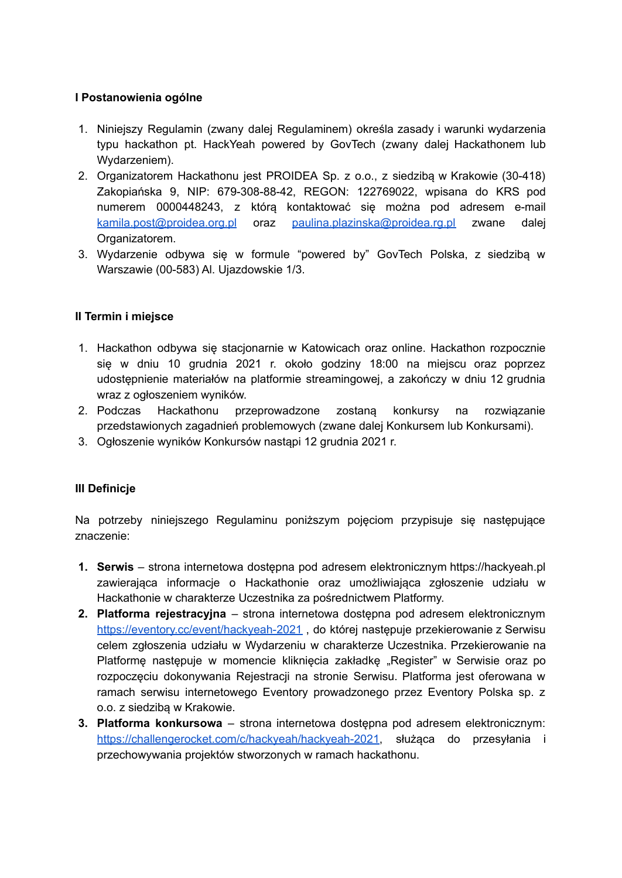## I Postanowienia ogólne

1. Niniejszy Regulamin (zwany dalej Regulaminem) określa zasady i warunki wydarzenia typu hackathon pt. HackYeah powered by GovTech (zwany dalej Hackathonem lub Wydarzeniem).
2. Organizatorem Hackathonu jest PROIDEA Sp. z o.o., z siedzibą w Krakowie (30-418) Zakopiańska 9, NIP: 679-308-88-42, REGON: 122769022, wpisana do KRS pod numerem 0000448243, z którą kontaktować się można pod adresem e-mail kamila.post@proidea.org.pl oraz paulina.plazinska@proidea.rg.pl zwane dalej Organizatorem.
3. Wydarzenie odbywa się w formule "powered by" GovTech Polska, z siedzibą w Warszawie (00-583) Al. Ujazdowskie 1/3.

## II Termin i miejsce

1. Hackathon odbywa się stacjonarnie w Katowicach oraz online. Hackathon rozpocznie się w dniu 10 grudnia 2021 r. około godziny 18:00 na miejscu oraz poprzez udostępnienie materiałów na platformie streamingowej, a zakończy w dniu 12 grudnia wraz z ogłoszeniem wyników.
2. Podczas Hackathonu przeprowadzone zostaną konkursy na rozwiązanie przedstawionych zagadnień problemowych (zwane dalej Konkursem lub Konkursami).
3. Ogłoszenie wyników Konkursów nastąpi 12 grudnia 2021 r.

## III Definicje

Na potrzeby niniejszego Regulaminu poniższym pojęciom przypisuje się następujące znaczenie:

1. **Serwis** – strona internetowa dostępna pod adresem elektronicznym https://hackyeah.pl zawierająca informacje o Hackathonie oraz umożliwiająca zgłoszenie udziału w Hackathonie w charakterze Uczestnika za pośrednictwem Platformy.
2. **Platforma rejestracyjna** – strona internetowa dostępna pod adresem elektronicznym https://eventory.cc/event/hackyeah-2021 , do której następuje przekierowanie z Serwisu celem zgłoszenia udziału w Wydarzeniu w charakterze Uczestnika. Przekierowanie na Platformę następuje w momencie kliknięcia zakładkę „Register" w Serwisie oraz po rozpoczęciu dokonywania Rejestracji na stronie Serwisu. Platforma jest oferowana w ramach serwisu internetowego Eventory prowadzonego przez Eventory Polska sp. z o.o. z siedzibą w Krakowie.
3. **Platforma konkursowa** – strona internetowa dostępna pod adresem elektronicznym: https://challengerocket.com/c/hackyeah/hackyeah-2021, służąca do przesyłania i przechowywania projektów stworzonych w ramach hackathonu.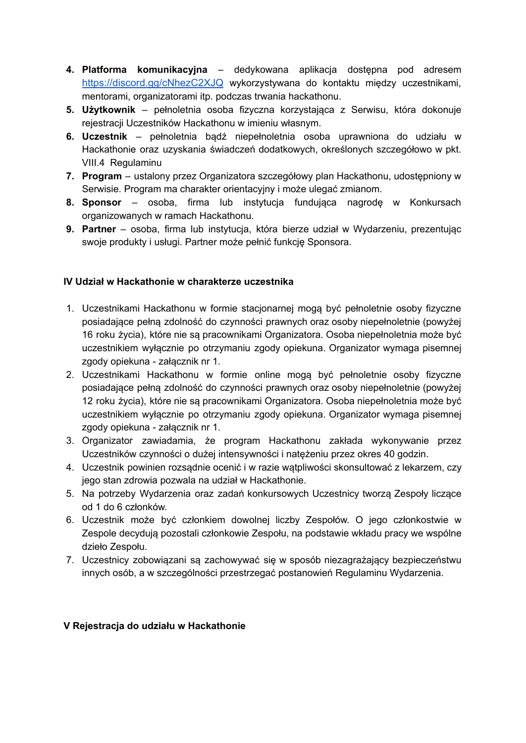4. **Platforma komunikacyjna** – dedykowana aplikacja dostępna pod adresem https://discord.gg/cNhezC2XJQ wykorzystywana do kontaktu między uczestnikami, mentorami, organizatorami itp. podczas trwania hackathonu.
5. **Użytkownik** – pełnoletnia osoba fizyczna korzystająca z Serwisu, która dokonuje rejestracji Uczestników Hackathonu w imieniu własnym.
6. **Uczestnik** – pełnoletnia bądź niepełnoletnia osoba uprawniona do udziału w Hackathonie oraz uzyskania świadczeń dodatkowych, określonych szczegółowo w pkt. VIII.4 Regulaminu
7. **Program** – ustalony przez Organizatora szczegółowy plan Hackathonu, udostępniony w Serwisie. Program ma charakter orientacyjny i może ulegać zmianom.
8. **Sponsor** – osoba, firma lub instytucja fundująca nagrodę w Konkursach organizowanych w ramach Hackathonu.
9. **Partner** – osoba, firma lub instytucja, która bierze udział w Wydarzeniu, prezentując swoje produkty i usługi. Partner może pełnić funkcję Sponsora.

## IV Udział w Hackathonie w charakterze uczestnika

1. Uczestnikami Hackathonu w formie stacjonarnej mogą być pełnoletnie osoby fizyczne posiadające pełną zdolność do czynności prawnych oraz osoby niepełnoletnie (powyżej 16 roku życia), które nie są pracownikami Organizatora. Osoba niepełnoletnia może być uczestnikiem wyłącznie po otrzymaniu zgody opiekuna. Organizator wymaga pisemnej zgody opiekuna - załącznik nr 1.
2. Uczestnikami Hackathonu w formie online mogą być pełnoletnie osoby fizyczne posiadające pełną zdolność do czynności prawnych oraz osoby niepełnoletnie (powyżej 12 roku życia), które nie są pracownikami Organizatora. Osoba niepełnoletnia może być uczestnikiem wyłącznie po otrzymaniu zgody opiekuna. Organizator wymaga pisemnej zgody opiekuna - załącznik nr 1.
3. Organizator zawiadamia, że program Hackathonu zakłada wykonywanie przez Uczestników czynności o dużej intensywności i natężeniu przez okres 40 godzin.
4. Uczestnik powinien rozsądnie ocenić i w razie wątpliwości skonsultować z lekarzem, czy jego stan zdrowia pozwala na udział w Hackathonie.
5. Na potrzeby Wydarzenia oraz zadań konkursowych Uczestnicy tworzą Zespoły liczące od 1 do 6 członków.
6. Uczestnik może być członkiem dowolnej liczby Zespołów. O jego członkostwie w Zespole decydują pozostali członkowie Zespołu, na podstawie wkładu pracy we wspólne dzieło Zespołu.
7. Uczestnicy zobowiązani są zachowywać się w sposób niezagrażający bezpieczeństwu innych osób, a w szczególności przestrzegać postanowień Regulaminu Wydarzenia.

## V Rejestracja do udziału w Hackathonie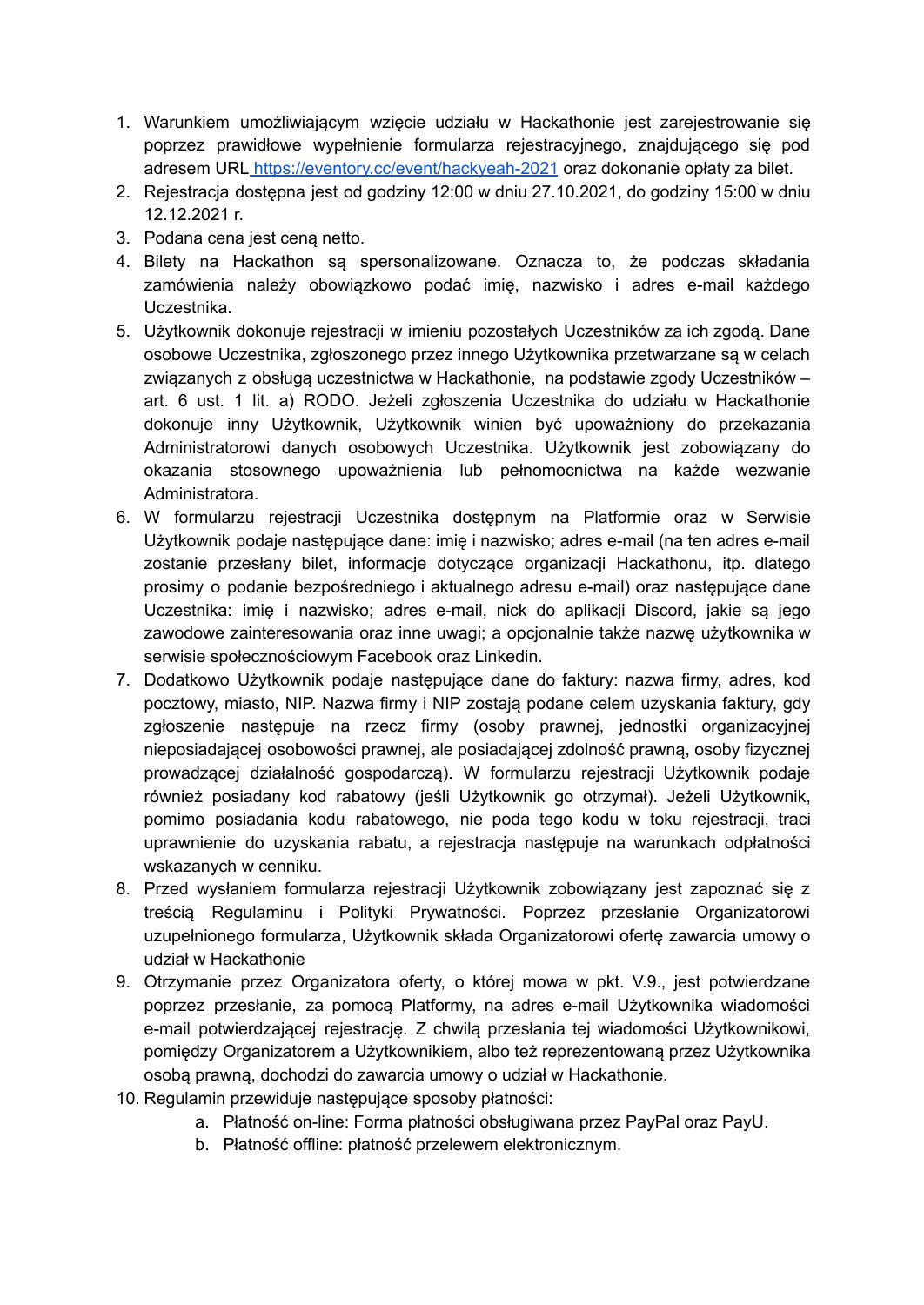1. Warunkiem umożliwiającym wzięcie udziału w Hackathonie jest zarejestrowanie się poprzez prawidłowe wypełnienie formularza rejestracyjnego, znajdującego się pod adresem URL [https://eventory.cc/event/hackyeah-2021](https://eventory.cc/event/hackyeah-2021) oraz dokonanie opłaty za bilet.
2. Rejestracja dostępna jest od godziny 12:00 w dniu 27.10.2021, do godziny 15:00 w dniu 12.12.2021 r.
3. Podana cena jest ceną netto.
4. Bilety na Hackathon są spersonalizowane. Oznacza to, że podczas składania zamówienia należy obowiązkowo podać imię, nazwisko i adres e-mail każdego Uczestnika.
5. Użytkownik dokonuje rejestracji w imieniu pozostałych Uczestników za ich zgodą. Dane osobowe Uczestnika, zgłoszonego przez innego Użytkownika przetwarzane są w celach związanych z obsługą uczestnictwa w Hackathonie, na podstawie zgody Uczestników – art. 6 ust. 1 lit. a) RODO. Jeżeli zgłoszenia Uczestnika do udziału w Hackathonie dokonuje inny Użytkownik, Użytkownik winien być upoważniony do przekazania Administratorowi danych osobowych Uczestnika. Użytkownik jest zobowiązany do okazania stosownego upoważnienia lub pełnomocnictwa na każde wezwanie Administratora.
6. W formularzu rejestracji Uczestnika dostępnym na Platformie oraz w Serwisie Użytkownik podaje następujące dane: imię i nazwisko; adres e-mail (na ten adres e-mail zostanie przesłany bilet, informacje dotyczące organizacji Hackathonu, itp. dlatego prosimy o podanie bezpośredniego i aktualnego adresu e-mail) oraz następujące dane Uczestnika: imię i nazwisko; adres e-mail, nick do aplikacji Discord, jakie są jego zawodowe zainteresowania oraz inne uwagi; a opcjonalnie także nazwę użytkownika w serwisie społecznościowym Facebook oraz Linkedin.
7. Dodatkowo Użytkownik podaje następujące dane do faktury: nazwa firmy, adres, kod pocztowy, miasto, NIP. Nazwa firmy i NIP zostają podane celem uzyskania faktury, gdy zgłoszenie następuje na rzecz firmy (osoby prawnej, jednostki organizacyjnej nieposiadającej osobowości prawnej, ale posiadającej zdolność prawną, osoby fizycznej prowadzącej działalność gospodarczą). W formularzu rejestracji Użytkownik podaje również posiadany kod rabatowy (jeśli Użytkownik go otrzymał). Jeżeli Użytkownik, pomimo posiadania kodu rabatowego, nie poda tego kodu w toku rejestracji, traci uprawnienie do uzyskania rabatu, a rejestracja następuje na warunkach odpłatności wskazanych w cenniku.
8. Przed wysłaniem formularza rejestracji Użytkownik zobowiązany jest zapoznać się z treścią Regulaminu i Polityki Prywatności. Poprzez przesłanie Organizatorowi uzupełnionego formularza, Użytkownik składa Organizatorowi ofertę zawarcia umowy o udział w Hackathonie
9. Otrzymanie przez Organizatora oferty, o której mowa w pkt. V.9., jest potwierdzane poprzez przesłanie, za pomocą Platformy, na adres e-mail Użytkownika wiadomości e-mail potwierdzającej rejestrację. Z chwilą przesłania tej wiadomości Użytkownikowi, pomiędzy Organizatorem a Użytkownikiem, albo też reprezentowaną przez Użytkownika osobą prawną, dochodzi do zawarcia umowy o udział w Hackathonie.
10. Regulamin przewiduje następujące sposoby płatności:
    a. Płatność on-line: Forma płatności obsługiwana przez PayPal oraz PayU.
    b. Płatność offline: płatność przelewem elektronicznym.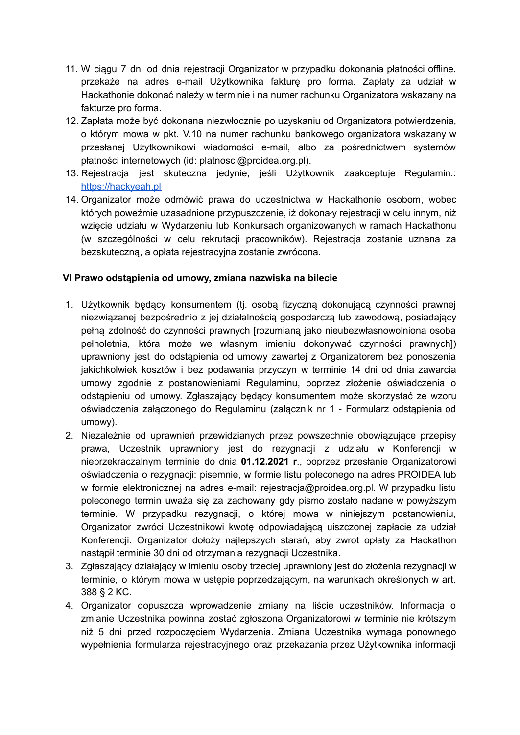11. W ciągu 7 dni od dnia rejestracji Organizator w przypadku dokonania płatności offline, przekaże na adres e-mail Użytkownika fakturę pro forma. Zapłaty za udział w Hackathonie dokonać należy w terminie i na numer rachunku Organizatora wskazany na fakturze pro forma.
12. Zapłata może być dokonana niezwłocznie po uzyskaniu od Organizatora potwierdzenia, o którym mowa w pkt. V.10 na numer rachunku bankowego organizatora wskazany w przesłanej Użytkownikowi wiadomości e-mail, albo za pośrednictwem systemów płatności internetowych (id: platnosci@proidea.org.pl).
13. Rejestracja jest skuteczna jedynie, jeśli Użytkownik zaakceptuje Regulamin.: [https://hackyeah.pl](https://hackyeah.pl)
14. Organizator może odmówić prawa do uczestnictwa w Hackathonie osobom, wobec których poweźmie uzasadnione przypuszczenie, iż dokonały rejestracji w celu innym, niż wzięcie udziału w Wydarzeniu lub Konkursach organizowanych w ramach Hackathonu (w szczególności w celu rekrutacji pracowników). Rejestracja zostanie uznana za bezskuteczną, a opłata rejestracyjna zostanie zwrócona.

**VI Prawo odstąpienia od umowy, zmiana nazwiska na bilecie**

1. Użytkownik będący konsumentem (tj. osobą fizyczną dokonującą czynności prawnej niezwiązanej bezpośrednio z jej działalnością gospodarczą lub zawodową, posiadający pełną zdolność do czynności prawnych [rozumianą jako nieubezwłasnowolniona osoba pełnoletnia, która może we własnym imieniu dokonywać czynności prawnych]) uprawniony jest do odstąpienia od umowy zawartej z Organizatorem bez ponoszenia jakichkolwiek kosztów i bez podawania przyczyn w terminie 14 dni od dnia zawarcia umowy zgodnie z postanowieniami Regulaminu, poprzez złożenie oświadczenia o odstąpieniu od umowy. Zgłaszający będący konsumentem może skorzystać ze wzoru oświadczenia załączonego do Regulaminu (załącznik nr 1 - Formularz odstąpienia od umowy).
2. Niezależnie od uprawnień przewidzianych przez powszechnie obowiązujące przepisy prawa, Uczestnik uprawniony jest do rezygnacji z udziału w Konferencji w nieprzekraczalnym terminie do dnia **01.12.2021 r**., poprzez przesłanie Organizatorowi oświadczenia o rezygnacji: pisemnie, w formie listu poleconego na adres PROIDEA lub w formie elektronicznej na adres e-mail: rejestracja@proidea.org.pl. W przypadku listu poleconego termin uważa się za zachowany gdy pismo zostało nadane w powyższym terminie. W przypadku rezygnacji, o której mowa w niniejszym postanowieniu, Organizator zwróci Uczestnikowi kwotę odpowiadającą uiszczonej zapłacie za udział Konferencji. Organizator dołoży najlepszych starań, aby zwrot opłaty za Hackathon nastąpił terminie 30 dni od otrzymania rezygnacji Uczestnika.
3. Zgłaszający działający w imieniu osoby trzeciej uprawniony jest do złożenia rezygnacji w terminie, o którym mowa w ustępie poprzedzającym, na warunkach określonych w art. 388 § 2 KC.
4. Organizator dopuszcza wprowadzenie zmiany na liście uczestników. Informacja o zmianie Uczestnika powinna zostać zgłoszona Organizatorowi w terminie nie krótszym niż 5 dni przed rozpoczęciem Wydarzenia. Zmiana Uczestnika wymaga ponownego wypełnienia formularza rejestracyjnego oraz przekazania przez Użytkownika informacji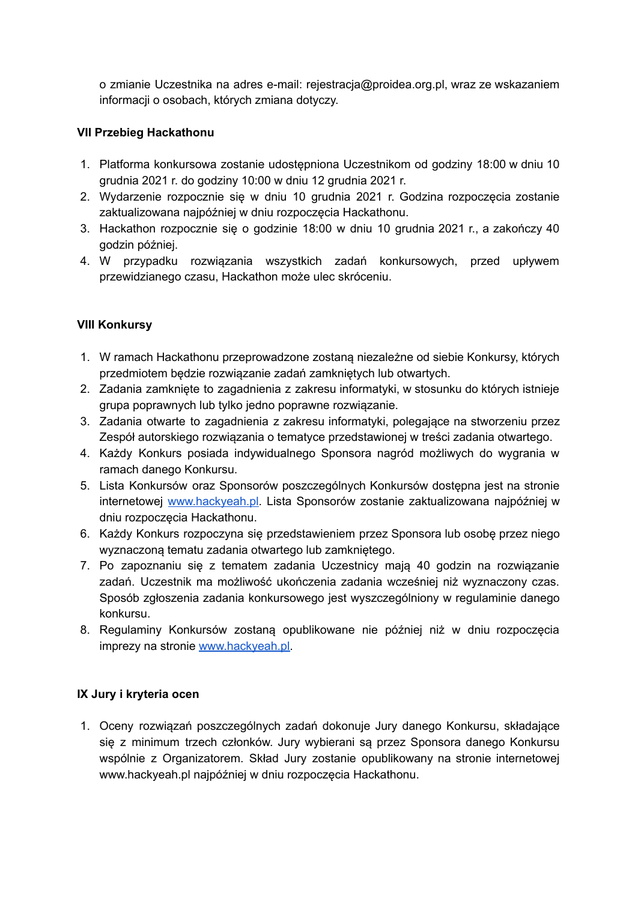o zmianie Uczestnika na adres e-mail: rejestracja@proidea.org.pl, wraz ze wskazaniem informacji o osobach, których zmiana dotyczy.

**VII Przebieg Hackathonu**

1. Platforma konkursowa zostanie udostępniona Uczestnikom od godziny 18:00 w dniu 10 grudnia 2021 r. do godziny 10:00 w dniu 12 grudnia 2021 r.
2. Wydarzenie rozpocznie się w dniu 10 grudnia 2021 r. Godzina rozpoczęcia zostanie zaktualizowana najpóźniej w dniu rozpoczęcia Hackathonu.
3. Hackathon rozpocznie się o godzinie 18:00 w dniu 10 grudnia 2021 r., a zakończy 40 godzin później.
4. W przypadku rozwiązania wszystkich zadań konkursowych, przed upływem przewidzianego czasu, Hackathon może ulec skróceniu.

**VIII Konkursy**

1. W ramach Hackathonu przeprowadzone zostaną niezależne od siebie Konkursy, których przedmiotem będzie rozwiązanie zadań zamkniętych lub otwartych.
2. Zadania zamknięte to zagadnienia z zakresu informatyki, w stosunku do których istnieje grupa poprawnych lub tylko jedno poprawne rozwiązanie.
3. Zadania otwarte to zagadnienia z zakresu informatyki, polegające na stworzeniu przez Zespół autorskiego rozwiązania o tematyce przedstawionej w treści zadania otwartego.
4. Każdy Konkurs posiada indywidualnego Sponsora nagród możliwych do wygrania w ramach danego Konkursu.
5. Lista Konkursów oraz Sponsorów poszczególnych Konkursów dostępna jest na stronie internetowej [www.hackyeah.pl](http://www.hackyeah.pl). Lista Sponsorów zostanie zaktualizowana najpóźniej w dniu rozpoczęcia Hackathonu.
6. Każdy Konkurs rozpoczyna się przedstawieniem przez Sponsora lub osobę przez niego wyznaczoną tematu zadania otwartego lub zamkniętego.
7. Po zapoznaniu się z tematem zadania Uczestnicy mają 40 godzin na rozwiązanie zadań. Uczestnik ma możliwość ukończenia zadania wcześniej niż wyznaczony czas. Sposób zgłoszenia zadania konkursowego jest wyszczególniony w regulaminie danego konkursu.
8. Regulaminy Konkursów zostaną opublikowane nie później niż w dniu rozpoczęcia imprezy na stronie [www.hackyeah.pl](http://www.hackyeah.pl).

**IX Jury i kryteria ocen**

1. Oceny rozwiązań poszczególnych zadań dokonuje Jury danego Konkursu, składające się z minimum trzech członków. Jury wybierani są przez Sponsora danego Konkursu wspólnie z Organizatorem. Skład Jury zostanie opublikowany na stronie internetowej www.hackyeah.pl najpóźniej w dniu rozpoczęcia Hackathonu.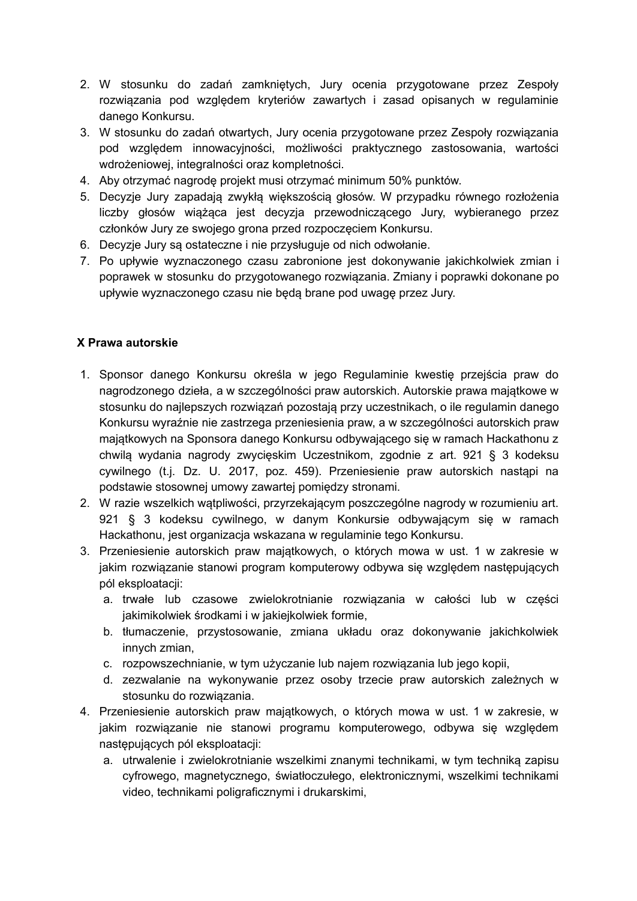2. W stosunku do zadań zamkniętych, Jury ocenia przygotowane przez Zespoły rozwiązania pod względem kryteriów zawartych i zasad opisanych w regulaminie danego Konkursu.
3. W stosunku do zadań otwartych, Jury ocenia przygotowane przez Zespoły rozwiązania pod względem innowacyjności, możliwości praktycznego zastosowania, wartości wdrożeniowej, integralności oraz kompletności.
4. Aby otrzymać nagrodę projekt musi otrzymać minimum 50% punktów.
5. Decyzje Jury zapadają zwykłą większością głosów. W przypadku równego rozłożenia liczby głosów wiążąca jest decyzja przewodniczącego Jury, wybieranego przez członków Jury ze swojego grona przed rozpoczęciem Konkursu.
6. Decyzje Jury są ostateczne i nie przysługuje od nich odwołanie.
7. Po upływie wyznaczonego czasu zabronione jest dokonywanie jakichkolwiek zmian i poprawek w stosunku do przygotowanego rozwiązania. Zmiany i poprawki dokonane po upływie wyznaczonego czasu nie będą brane pod uwagę przez Jury.

### X Prawa autorskie

1. Sponsor danego Konkursu określa w jego Regulaminie kwestię przejścia praw do nagrodzonego dzieła, a w szczególności praw autorskich. Autorskie prawa majątkowe w stosunku do najlepszych rozwiązań pozostają przy uczestnikach, o ile regulamin danego Konkursu wyraźnie nie zastrzega przeniesienia praw, a w szczególności autorskich praw majątkowych na Sponsora danego Konkursu odbywającego się w ramach Hackathonu z chwilą wydania nagrody zwycięskim Uczestnikom, zgodnie z art. 921 § 3 kodeksu cywilnego (t.j. Dz. U. 2017, poz. 459). Przeniesienie praw autorskich nastąpi na podstawie stosownej umowy zawartej pomiędzy stronami.
2. W razie wszelkich wątpliwości, przyrzekającym poszczególne nagrody w rozumieniu art. 921 § 3 kodeksu cywilnego, w danym Konkursie odbywającym się w ramach Hackathonu, jest organizacja wskazana w regulaminie tego Konkursu.
3. Przeniesienie autorskich praw majątkowych, o których mowa w ust. 1 w zakresie w jakim rozwiązanie stanowi program komputerowy odbywa się względem następujących pól eksploatacji:
   a. trwałe lub czasowe zwielokrotnianie rozwiązania w całości lub w części jakimikolwiek środkami i w jakiejkolwiek formie,
   b. tłumaczenie, przystosowanie, zmiana układu oraz dokonywanie jakichkolwiek innych zmian,
   c. rozpowszechnianie, w tym użyczanie lub najem rozwiązania lub jego kopii,
   d. zezwalanie na wykonywanie przez osoby trzecie praw autorskich zależnych w stosunku do rozwiązania.
4. Przeniesienie autorskich praw majątkowych, o których mowa w ust. 1 w zakresie, w jakim rozwiązanie nie stanowi programu komputerowego, odbywa się względem następujących pól eksploatacji:
   a. utrwalenie i zwielokrotnianie wszelkimi znanymi technikami, w tym techniką zapisu cyfrowego, magnetycznego, światłoczułego, elektronicznymi, wszelkimi technikami video, technikami poligraficznymi i drukarskimi,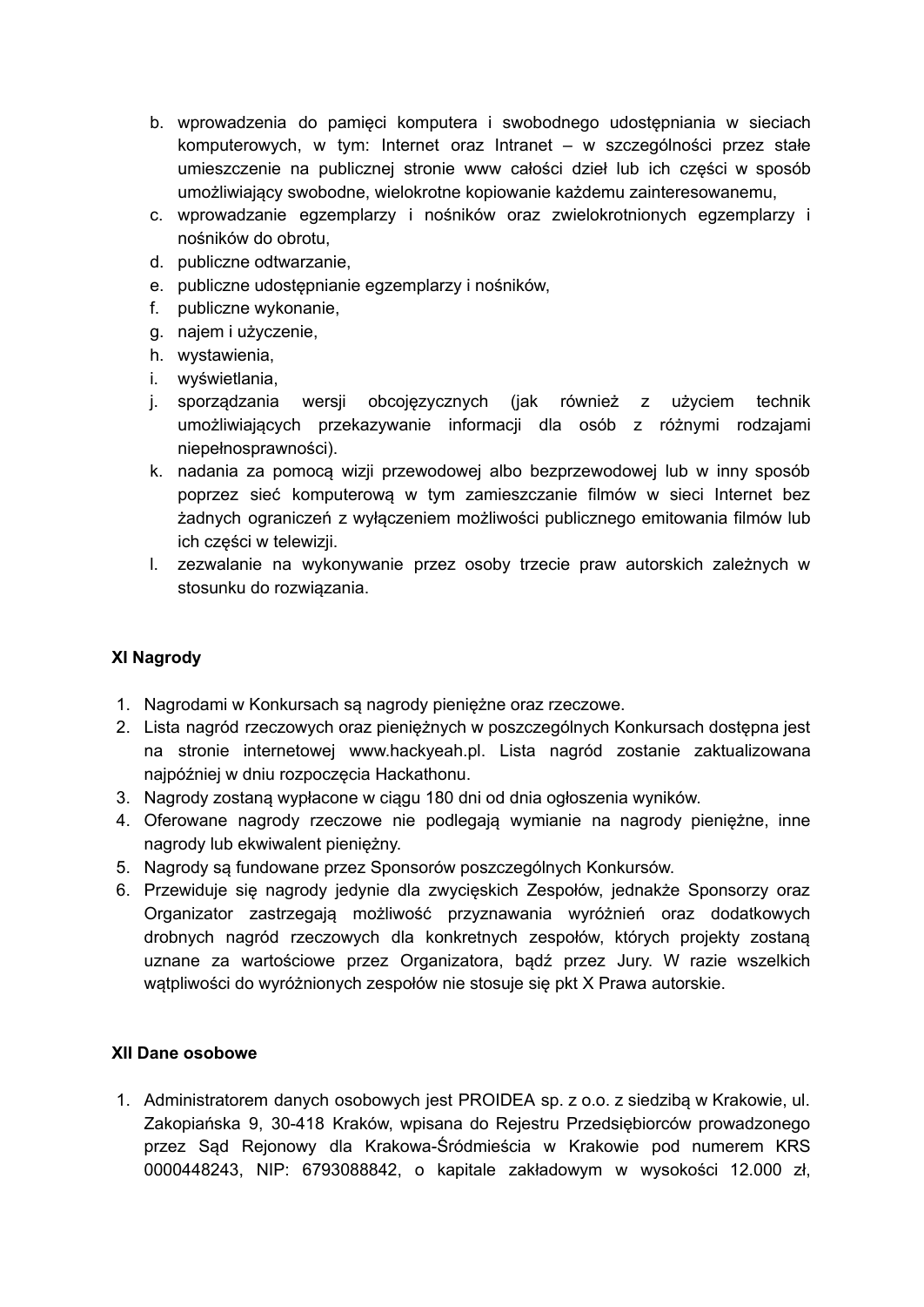b. wprowadzenia do pamięci komputera i swobodnego udostępniania w sieciach komputerowych, w tym: Internet oraz Intranet – w szczególności przez stałe umieszczenie na publicznej stronie www całości dzieł lub ich części w sposób umożliwiający swobodne, wielokrotne kopiowanie każdemu zainteresowanemu,
c. wprowadzanie egzemplarzy i nośników oraz zwielokrotnionych egzemplarzy i nośników do obrotu,
d. publiczne odtwarzanie,
e. publiczne udostępnianie egzemplarzy i nośników,
f. publiczne wykonanie,
g. najem i użyczenie,
h. wystawienia,
i. wyświetlania,
j. sporządzania wersji obcojęzycznych (jak również z użyciem technik umożliwiających przekazywanie informacji dla osób z różnymi rodzajami niepełnosprawności).
k. nadania za pomocą wizji przewodowej albo bezprzewodowej lub w inny sposób poprzez sieć komputerową w tym zamieszczanie filmów w sieci Internet bez żadnych ograniczeń z wyłączeniem możliwości publicznego emitowania filmów lub ich części w telewizji.
l. zezwalanie na wykonywanie przez osoby trzecie praw autorskich zależnych w stosunku do rozwiązania.

**XI Nagrody**

1. Nagrodami w Konkursach są nagrody pieniężne oraz rzeczowe.
2. Lista nagród rzeczowych oraz pieniężnych w poszczególnych Konkursach dostępna jest na stronie internetowej www.hackyeah.pl. Lista nagród zostanie zaktualizowana najpóźniej w dniu rozpoczęcia Hackathonu.
3. Nagrody zostaną wypłacone w ciągu 180 dni od dnia ogłoszenia wyników.
4. Oferowane nagrody rzeczowe nie podlegają wymianie na nagrody pieniężne, inne nagrody lub ekwiwalent pieniężny.
5. Nagrody są fundowane przez Sponsorów poszczególnych Konkursów.
6. Przewiduje się nagrody jedynie dla zwycięskich Zespołów, jednakże Sponsorzy oraz Organizator zastrzegają możliwość przyznawania wyróżnień oraz dodatkowych drobnych nagród rzeczowych dla konkretnych zespołów, których projekty zostaną uznane za wartościowe przez Organizatora, bądź przez Jury. W razie wszelkich wątpliwości do wyróżnionych zespołów nie stosuje się pkt X Prawa autorskie.

**XII Dane osobowe**

1. Administratorem danych osobowych jest PROIDEA sp. z o.o. z siedzibą w Krakowie, ul. Zakopiańska 9, 30-418 Kraków, wpisana do Rejestru Przedsiębiorców prowadzonego przez Sąd Rejonowy dla Krakowa-Śródmieścia w Krakowie pod numerem KRS 0000448243, NIP: 6793088842, o kapitale zakładowym w wysokości 12.000 zł,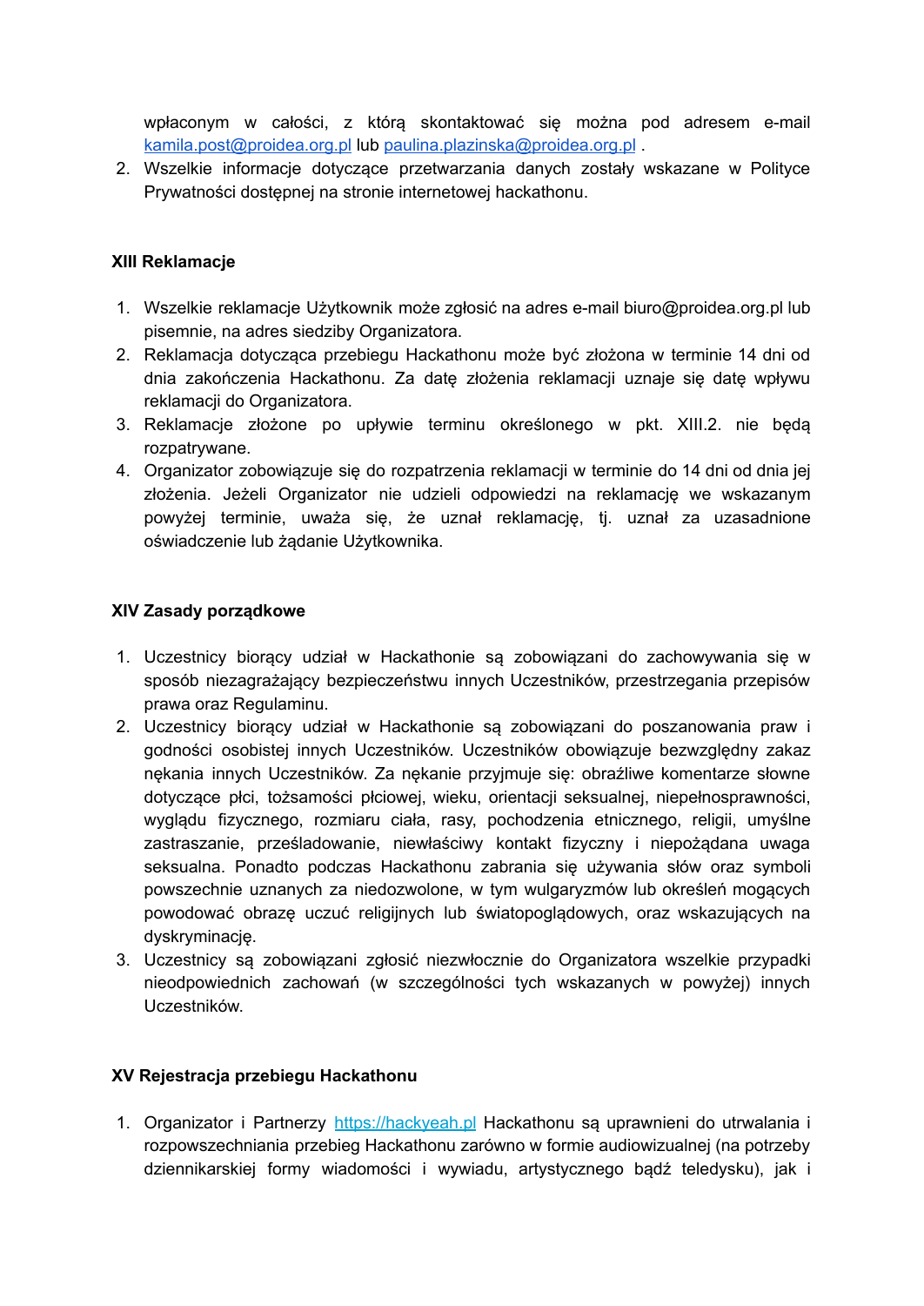wpłaconym w całości, z którą skontaktować się można pod adresem e-mail kamila.post@proidea.org.pl lub paulina.plazinska@proidea.org.pl .

2. Wszelkie informacje dotyczące przetwarzania danych zostały wskazane w Polityce Prywatności dostępnej na stronie internetowej hackathonu.

### XIII Reklamacje

1. Wszelkie reklamacje Użytkownik może zgłosić na adres e-mail biuro@proidea.org.pl lub pisemnie, na adres siedziby Organizatora.
2. Reklamacja dotycząca przebiegu Hackathonu może być złożona w terminie 14 dni od dnia zakończenia Hackathonu. Za datę złożenia reklamacji uznaje się datę wpływu reklamacji do Organizatora.
3. Reklamacje złożone po upływie terminu określonego w pkt. XIII.2. nie będą rozpatrywane.
4. Organizator zobowiązuje się do rozpatrzenia reklamacji w terminie do 14 dni od dnia jej złożenia. Jeżeli Organizator nie udzieli odpowiedzi na reklamację we wskazanym powyżej terminie, uważa się, że uznał reklamację, tj. uznał za uzasadnione oświadczenie lub żądanie Użytkownika.

### XIV Zasady porządkowe

1. Uczestnicy biorący udział w Hackathonie są zobowiązani do zachowywania się w sposób niezagrażający bezpieczeństwu innych Uczestników, przestrzegania przepisów prawa oraz Regulaminu.
2. Uczestnicy biorący udział w Hackathonie są zobowiązani do poszanowania praw i godności osobistej innych Uczestników. Uczestników obowiązuje bezwzględny zakaz nękania innych Uczestników. Za nękanie przyjmuje się: obraźliwe komentarze słowne dotyczące płci, tożsamości płciowej, wieku, orientacji seksualnej, niepełnosprawności, wyglądu fizycznego, rozmiaru ciała, rasy, pochodzenia etnicznego, religii, umyślne zastraszanie, prześladowanie, niewłaściwy kontakt fizyczny i niepożądana uwaga seksualna. Ponadto podczas Hackathonu zabrania się używania słów oraz symboli powszechnie uznanych za niedozwolone, w tym wulgaryzmów lub określeń mogących powodować obrazę uczuć religijnych lub światopoglądowych, oraz wskazujących na dyskryminację.
3. Uczestnicy są zobowiązani zgłosić niezwłocznie do Organizatora wszelkie przypadki nieodpowiednich zachowań (w szczególności tych wskazanych w powyżej) innych Uczestników.

### XV Rejestracja przebiegu Hackathonu

1. Organizator i Partnerzy https://hackyeah.pl Hackathonu są uprawnieni do utrwalania i rozpowszechniania przebieg Hackathonu zarówno w formie audiowizualnej (na potrzeby dziennikarskiej formy wiadomości i wywiadu, artystycznego bądź teledysku), jak i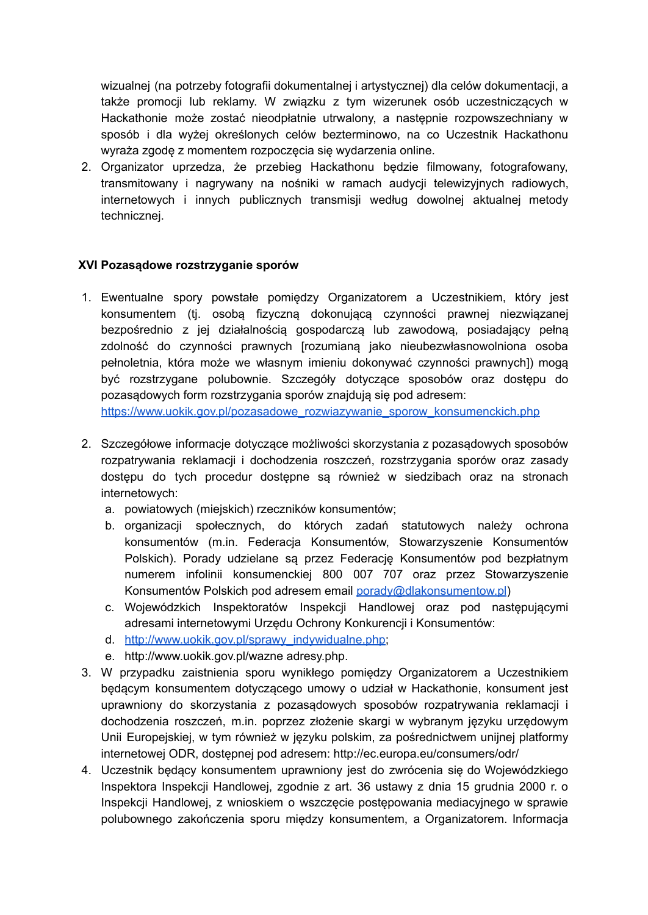wizualnej (na potrzeby fotografii dokumentalnej i artystycznej) dla celów dokumentacji, a także promocji lub reklamy. W związku z tym wizerunek osób uczestniczących w Hackathonie może zostać nieodpłatnie utrwalony, a następnie rozpowszechniany w sposób i dla wyżej określonych celów bezterminowo, na co Uczestnik Hackathonu wyraża zgodę z momentem rozpoczęcia się wydarzenia online.

2. Organizator uprzedza, że przebieg Hackathonu będzie filmowany, fotografowany, transmitowany i nagrywany na nośniki w ramach audycji telewizyjnych radiowych, internetowych i innych publicznych transmisji według dowolnej aktualnej metody technicznej.

### XVI Pozasądowe rozstrzyganie sporów

1. Ewentualne spory powstałe pomiędzy Organizatorem a Uczestnikiem, który jest konsumentem (tj. osobą fizyczną dokonującą czynności prawnej niezwiązanej bezpośrednio z jej działalnością gospodarczą lub zawodową, posiadający pełną zdolność do czynności prawnych [rozumianą jako nieubezwłasnowolniona osoba pełnoletnia, która może we własnym imieniu dokonywać czynności prawnych]) mogą być rozstrzygane polubownie. Szczegóły dotyczące sposobów oraz dostępu do pozasądowych form rozstrzygania sporów znajdują się pod adresem: https://www.uokik.gov.pl/pozasadowe_rozwiazywanie_sporow_konsumenckich.php

2. Szczegółowe informacje dotyczące możliwości skorzystania z pozasądowych sposobów rozpatrywania reklamacji i dochodzenia roszczeń, rozstrzygania sporów oraz zasady dostępu do tych procedur dostępne są również w siedzibach oraz na stronach internetowych:
   a. powiatowych (miejskich) rzeczników konsumentów;
   b. organizacji społecznych, do których zadań statutowych należy ochrona konsumentów (m.in. Federacja Konsumentów, Stowarzyszenie Konsumentów Polskich). Porady udzielane są przez Federację Konsumentów pod bezpłatnym numerem infolinii konsumenckiej 800 007 707 oraz przez Stowarzyszenie Konsumentów Polskich pod adresem email porady@dlakonsumentow.pl)
   c. Wojewódzkich Inspektoratów Inspekcji Handlowej oraz pod następującymi adresami internetowymi Urzędu Ochrony Konkurencji i Konsumentów:
   d. http://www.uokik.gov.pl/sprawy_indywidualne.php;
   e. http://www.uokik.gov.pl/wazne adresy.php.
3. W przypadku zaistnienia sporu wynikłego pomiędzy Organizatorem a Uczestnikiem będącym konsumentem dotyczącego umowy o udział w Hackathonie, konsument jest uprawniony do skorzystania z pozasądowych sposobów rozpatrywania reklamacji i dochodzenia roszczeń, m.in. poprzez złożenie skargi w wybranym języku urzędowym Unii Europejskiej, w tym również w języku polskim, za pośrednictwem unijnej platformy internetowej ODR, dostępnej pod adresem: http://ec.europa.eu/consumers/odr/
4. Uczestnik będący konsumentem uprawniony jest do zwrócenia się do Wojewódzkiego Inspektora Inspekcji Handlowej, zgodnie z art. 36 ustawy z dnia 15 grudnia 2000 r. o Inspekcji Handlowej, z wnioskiem o wszczęcie postępowania mediacyjnego w sprawie polubownego zakończenia sporu między konsumentem, a Organizatorem. Informacja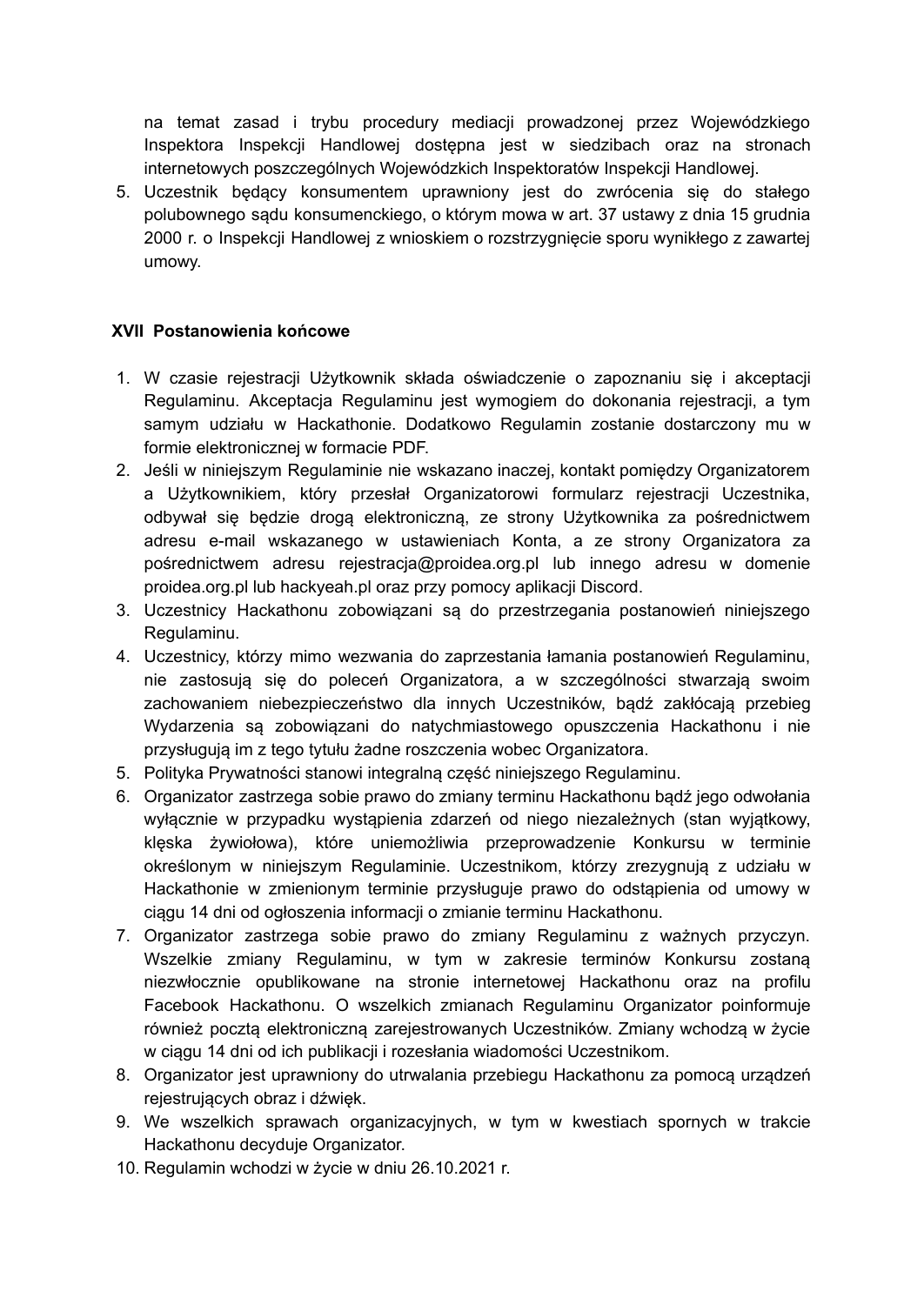na temat zasad i trybu procedury mediacji prowadzonej przez Wojewódzkiego Inspektora Inspekcji Handlowej dostępna jest w siedzibach oraz na stronach internetowych poszczególnych Wojewódzkich Inspektoratów Inspekcji Handlowej.

5. Uczestnik będący konsumentem uprawniony jest do zwrócenia się do stałego polubownego sądu konsumenckiego, o którym mowa w art. 37 ustawy z dnia 15 grudnia 2000 r. o Inspekcji Handlowej z wnioskiem o rozstrzygnięcie sporu wynikłego z zawartej umowy.

## XVII Postanowienia końcowe

1. W czasie rejestracji Użytkownik składa oświadczenie o zapoznaniu się i akceptacji Regulaminu. Akceptacja Regulaminu jest wymogiem do dokonania rejestracji, a tym samym udziału w Hackathonie. Dodatkowo Regulamin zostanie dostarczony mu w formie elektronicznej w formacie PDF.
2. Jeśli w niniejszym Regulaminie nie wskazano inaczej, kontakt pomiędzy Organizatorem a Użytkownikiem, który przesłał Organizatorowi formularz rejestracji Uczestnika, odbywał się będzie drogą elektroniczną, ze strony Użytkownika za pośrednictwem adresu e-mail wskazanego w ustawieniach Konta, a ze strony Organizatora za pośrednictwem adresu rejestracja@proidea.org.pl lub innego adresu w domenie proidea.org.pl lub hackyeah.pl oraz przy pomocy aplikacji Discord.
3. Uczestnicy Hackathonu zobowiązani są do przestrzegania postanowień niniejszego Regulaminu.
4. Uczestnicy, którzy mimo wezwania do zaprzestania łamania postanowień Regulaminu, nie zastosują się do poleceń Organizatora, a w szczególności stwarzają swoim zachowaniem niebezpieczeństwo dla innych Uczestników, bądź zakłócają przebieg Wydarzenia są zobowiązani do natychmiastowego opuszczenia Hackathonu i nie przysługują im z tego tytułu żadne roszczenia wobec Organizatora.
5. Polityka Prywatności stanowi integralną część niniejszego Regulaminu.
6. Organizator zastrzega sobie prawo do zmiany terminu Hackathonu bądź jego odwołania wyłącznie w przypadku wystąpienia zdarzeń od niego niezależnych (stan wyjątkowy, klęska żywiołowa), które uniemożliwia przeprowadzenie Konkursu w terminie określonym w niniejszym Regulaminie. Uczestnikom, którzy zrezygnują z udziału w Hackathonie w zmienionym terminie przysługuje prawo do odstąpienia od umowy w ciągu 14 dni od ogłoszenia informacji o zmianie terminu Hackathonu.
7. Organizator zastrzega sobie prawo do zmiany Regulaminu z ważnych przyczyn. Wszelkie zmiany Regulaminu, w tym w zakresie terminów Konkursu zostaną niezwłocznie opublikowane na stronie internetowej Hackathonu oraz na profilu Facebook Hackathonu. O wszelkich zmianach Regulaminu Organizator poinformuje również pocztą elektroniczną zarejestrowanych Uczestników. Zmiany wchodzą w życie w ciągu 14 dni od ich publikacji i rozesłania wiadomości Uczestnikom.
8. Organizator jest uprawniony do utrwalania przebiegu Hackathonu za pomocą urządzeń rejestrujących obraz i dźwięk.
9. We wszelkich sprawach organizacyjnych, w tym w kwestiach spornych w trakcie Hackathonu decyduje Organizator.
10. Regulamin wchodzi w życie w dniu 26.10.2021 r.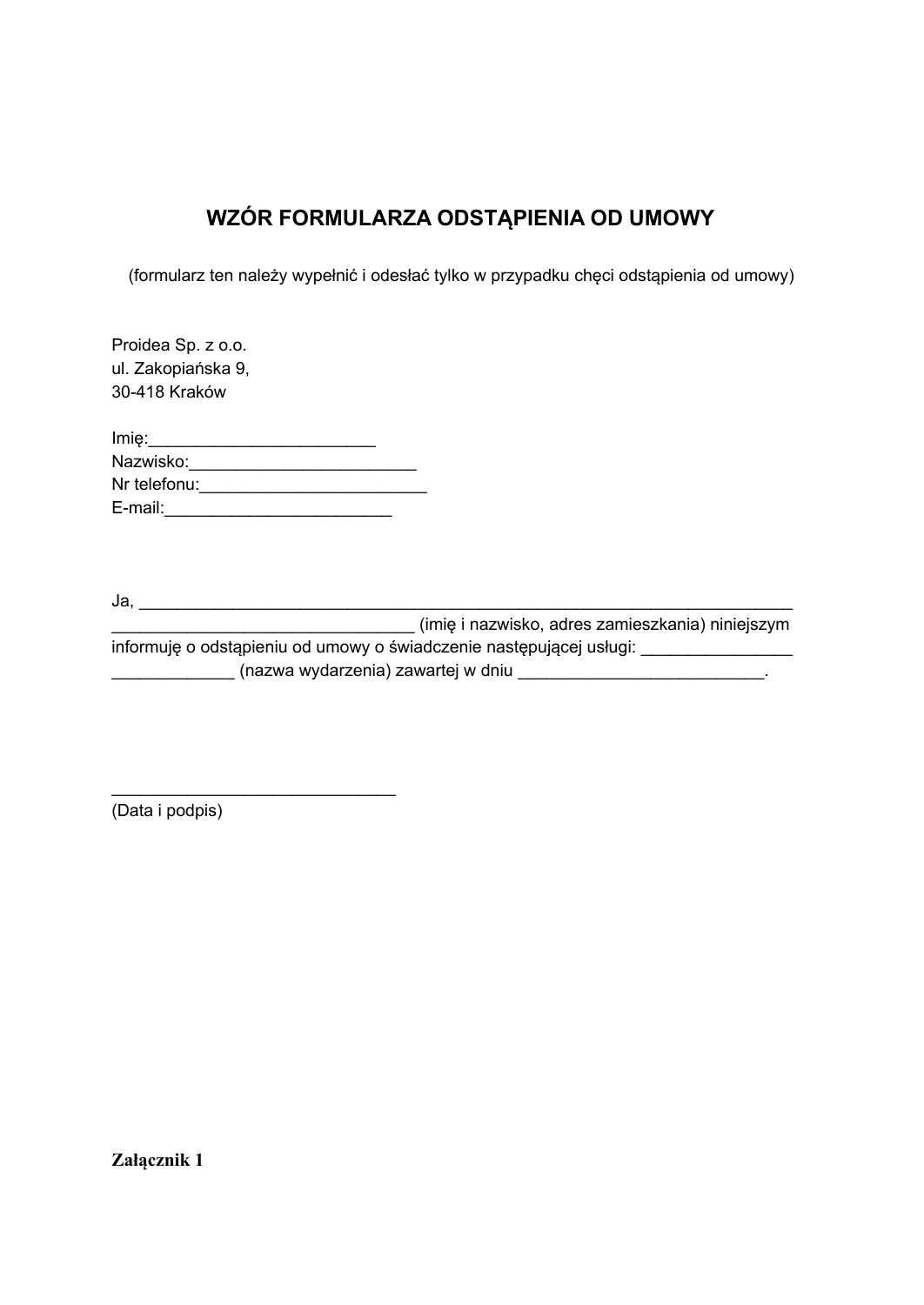# WZÓR FORMULARZA ODSTĄPIENIA OD UMOWY

(formularz ten należy wypełnić i odesłać tylko w przypadku chęci odstąpienia od umowy)

Proidea Sp. z o.o.
ul. Zakopiańska 9,
30-418 Kraków

Imię:________________________
Nazwisko:________________________
Nr telefonu:________________________
E-mail:________________________

Ja, ______________________________________________________________________
________________________________ (imię i nazwisko, adres zamieszkania) niniejszym informuję o odstąpieniu od umowy o świadczenie następującej usługi: ________________
_____________ (nazwa wydarzenia) zawartej w dniu __________________________.

______________________________
(Data i podpis)

**Załącznik 1**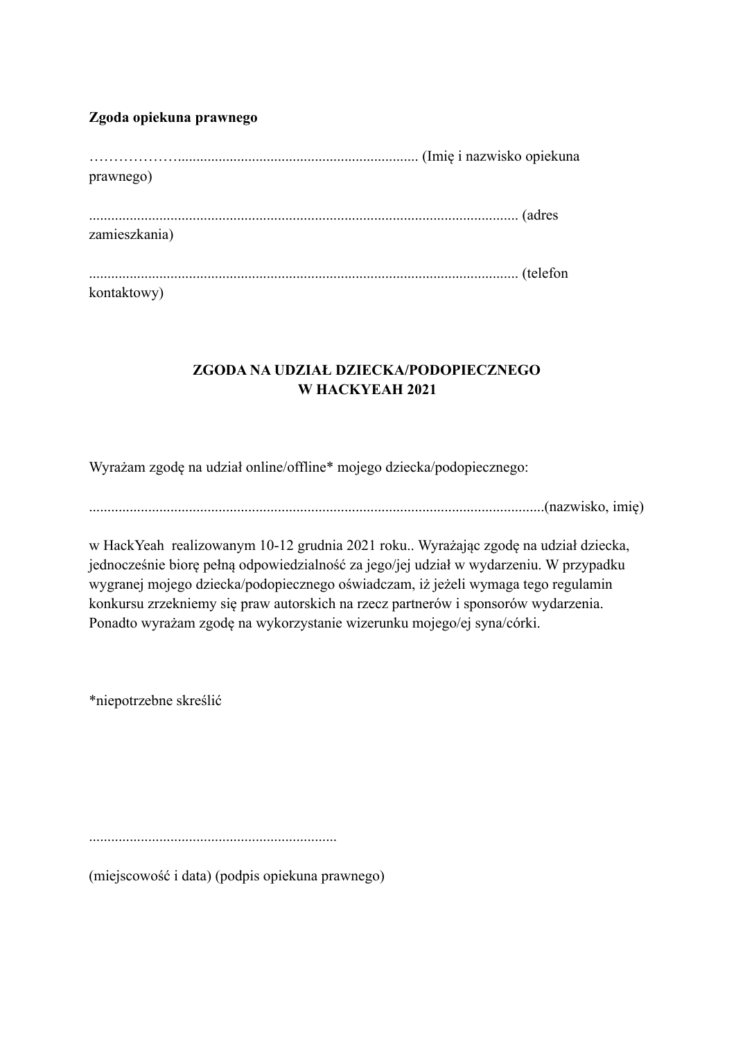**Zgoda opiekuna prawnego**

………………................................................................ (Imię i nazwisko opiekuna prawnego)

.................................................................................................................. (adres zamieszkania)

.................................................................................................................. (telefon kontaktowy)

**ZGODA NA UDZIAŁ DZIECKA/PODOPIECZNEGO**
**W HACKYEAH 2021**

Wyrażam zgodę na udział online/offline* mojego dziecka/podopiecznego:

..........................................................................................................................(nazwisko, imię)

w HackYeah realizowanym 10-12 grudnia 2021 roku.. Wyrażając zgodę na udział dziecka, jednocześnie biorę pełną odpowiedzialność za jego/jej udział w wydarzeniu. W przypadku wygranej mojego dziecka/podopiecznego oświadczam, iż jeżeli wymaga tego regulamin konkursu zrzekniemy się praw autorskich na rzecz partnerów i sponsorów wydarzenia. Ponadto wyrażam zgodę na wykorzystanie wizerunku mojego/ej syna/córki.

*niepotrzebne skreślić

..................................................................

(miejscowość i data) (podpis opiekuna prawnego)